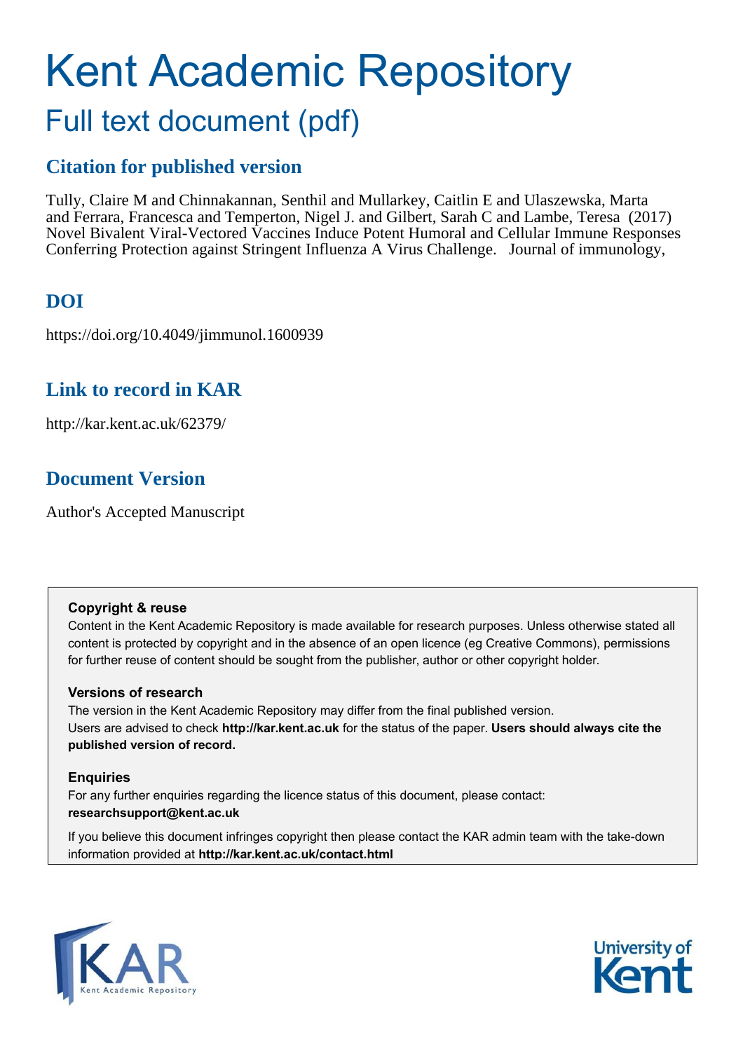# Kent Academic Repository

## Full text document (pdf)

## Citation for published version

Tully, Claire M and Chinnakannan, Senthil and Mullarkey, Caitlin E and Ulaszewska, Marta and Ferrara, Francesca and Temperton, Nigel J. and Gilbert, Sarah C and Lambe, Teresa (2017) Novel Bivalent Viral-Vectored Vaccines Induce Potent Humoral and Cellular Immune Responses Conferring Protection against Stringent Influenza A Virus Challenge. Journal of immunology,

## DOI

https://doi.org/10.4049/jimmunol.1600939

## Link to record in KAR

http://kar.kent.ac.uk/62379/

## Document Version

Author's Accepted Manuscript

**Copyright & reuse**

Content in the Kent Academic Repository is made available for research purposes. Unless otherwise stated all content is protected by copyright and in the absence of an open licence (eg Creative Commons), permissions for further reuse of content should be sought from the publisher, author or other copyright holder.

**Versions of research**

The version in the Kent Academic Repository may differ from the final published version. Users are advised to check **http://kar.kent.ac.uk** for the status of the paper. **Users should always cite the published version of record.**

**Enquiries**

For any further enquiries regarding the licence status of this document, please contact: **researchsupport@kent.ac.uk**

If you believe this document infringes copyright then please contact the KAR admin team with the take-down information provided at **http://kar.kent.ac.uk/contact.html**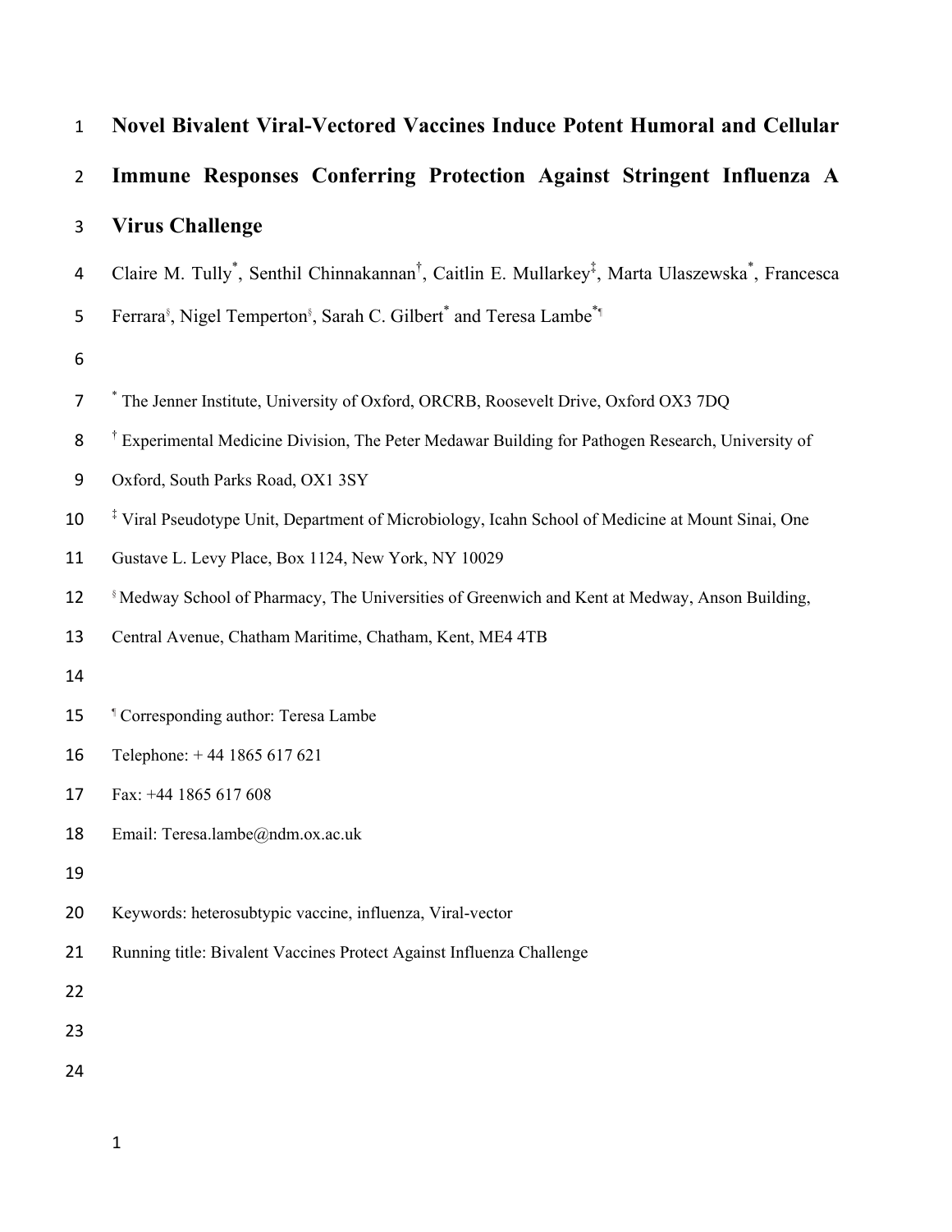# Novel Bivalent Viral-Vectored Vaccines Induce Potent Humoral and Cellular Immune Responses Conferring Protection Against Stringent Influenza A Virus Challenge

Claire M. Tully[*], Senthil Chinnakannan[†], Caitlin E. Mullarkey[‡], Marta Ulaszewska[*], Francesca Ferrara[§], Nigel Temperton[§], Sarah C. Gilbert[*] and Teresa Lambe[*¶]

[*] The Jenner Institute, University of Oxford, ORCRB, Roosevelt Drive, Oxford OX3 7DQ

[†] Experimental Medicine Division, The Peter Medawar Building for Pathogen Research, University of Oxford, South Parks Road, OX1 3SY

[‡] Viral Pseudotype Unit, Department of Microbiology, Icahn School of Medicine at Mount Sinai, One Gustave L. Levy Place, Box 1124, New York, NY 10029

[§] Medway School of Pharmacy, The Universities of Greenwich and Kent at Medway, Anson Building, Central Avenue, Chatham Maritime, Chatham, Kent, ME4 4TB

[¶] Corresponding author: Teresa Lambe

Telephone: + 44 1865 617 621

Fax: +44 1865 617 608

Email: Teresa.lambe@ndm.ox.ac.uk

Keywords: heterosubtypic vaccine, influenza, Viral-vector

Running title: Bivalent Vaccines Protect Against Influenza Challenge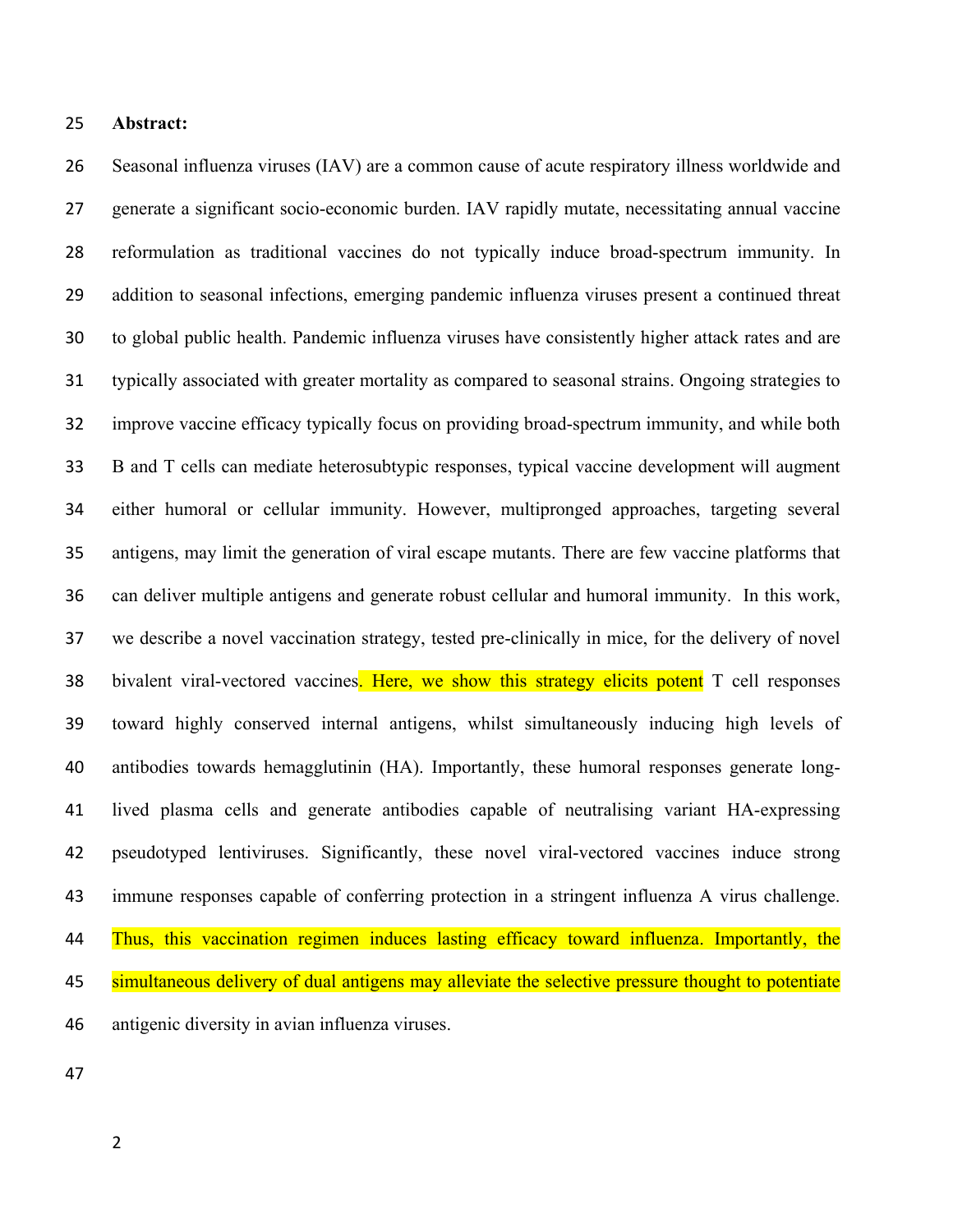**Abstract:**

Seasonal influenza viruses (IAV) are a common cause of acute respiratory illness worldwide and generate a significant socio-economic burden. IAV rapidly mutate, necessitating annual vaccine reformulation as traditional vaccines do not typically induce broad-spectrum immunity. In addition to seasonal infections, emerging pandemic influenza viruses present a continued threat to global public health. Pandemic influenza viruses have consistently higher attack rates and are typically associated with greater mortality as compared to seasonal strains. Ongoing strategies to improve vaccine efficacy typically focus on providing broad-spectrum immunity, and while both B and T cells can mediate heterosubtypic responses, typical vaccine development will augment either humoral or cellular immunity. However, multipronged approaches, targeting several antigens, may limit the generation of viral escape mutants. There are few vaccine platforms that can deliver multiple antigens and generate robust cellular and humoral immunity. In this work, we describe a novel vaccination strategy, tested pre-clinically in mice, for the delivery of novel bivalent viral-vectored vaccines. Here, we show this strategy elicits potent T cell responses toward highly conserved internal antigens, whilst simultaneously inducing high levels of antibodies towards hemagglutinin (HA). Importantly, these humoral responses generate long-lived plasma cells and generate antibodies capable of neutralising variant HA-expressing pseudotyped lentiviruses. Significantly, these novel viral-vectored vaccines induce strong immune responses capable of conferring protection in a stringent influenza A virus challenge. Thus, this vaccination regimen induces lasting efficacy toward influenza. Importantly, the simultaneous delivery of dual antigens may alleviate the selective pressure thought to potentiate antigenic diversity in avian influenza viruses.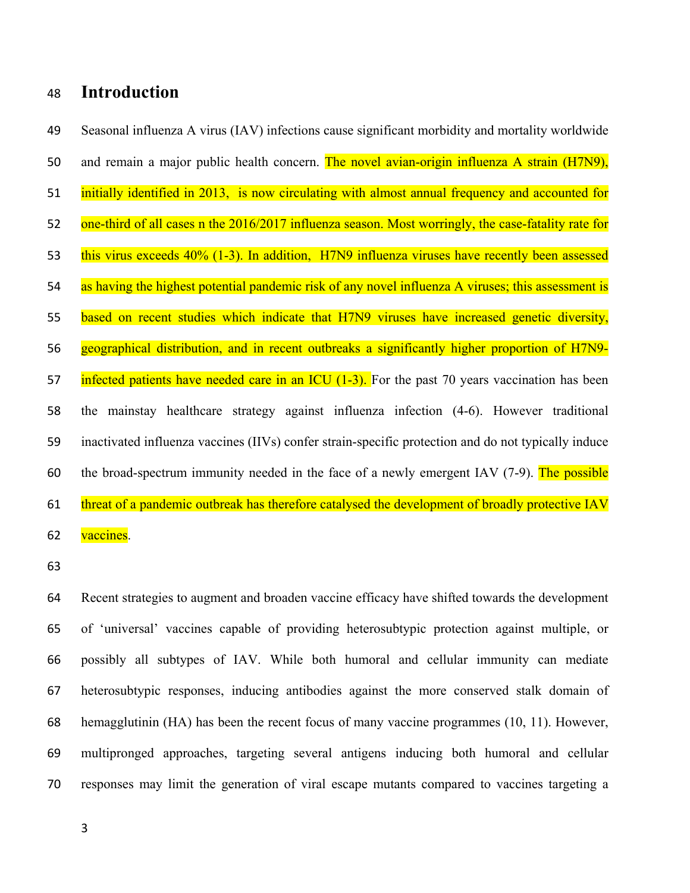# Introduction

Seasonal influenza A virus (IAV) infections cause significant morbidity and mortality worldwide and remain a major public health concern. The novel avian-origin influenza A strain (H7N9), initially identified in 2013, is now circulating with almost annual frequency and accounted for one-third of all cases n the 2016/2017 influenza season. Most worringly, the case-fatality rate for this virus exceeds 40% (1-3). In addition, H7N9 influenza viruses have recently been assessed as having the highest potential pandemic risk of any novel influenza A viruses; this assessment is based on recent studies which indicate that H7N9 viruses have increased genetic diversity, geographical distribution, and in recent outbreaks a significantly higher proportion of H7N9-infected patients have needed care in an ICU (1-3). For the past 70 years vaccination has been the mainstay healthcare strategy against influenza infection (4-6). However traditional inactivated influenza vaccines (IIVs) confer strain-specific protection and do not typically induce the broad-spectrum immunity needed in the face of a newly emergent IAV (7-9). The possible threat of a pandemic outbreak has therefore catalysed the development of broadly protective IAV vaccines.

Recent strategies to augment and broaden vaccine efficacy have shifted towards the development of 'universal' vaccines capable of providing heterosubtypic protection against multiple, or possibly all subtypes of IAV. While both humoral and cellular immunity can mediate heterosubtypic responses, inducing antibodies against the more conserved stalk domain of hemagglutinin (HA) has been the recent focus of many vaccine programmes (10, 11). However, multipronged approaches, targeting several antigens inducing both humoral and cellular responses may limit the generation of viral escape mutants compared to vaccines targeting a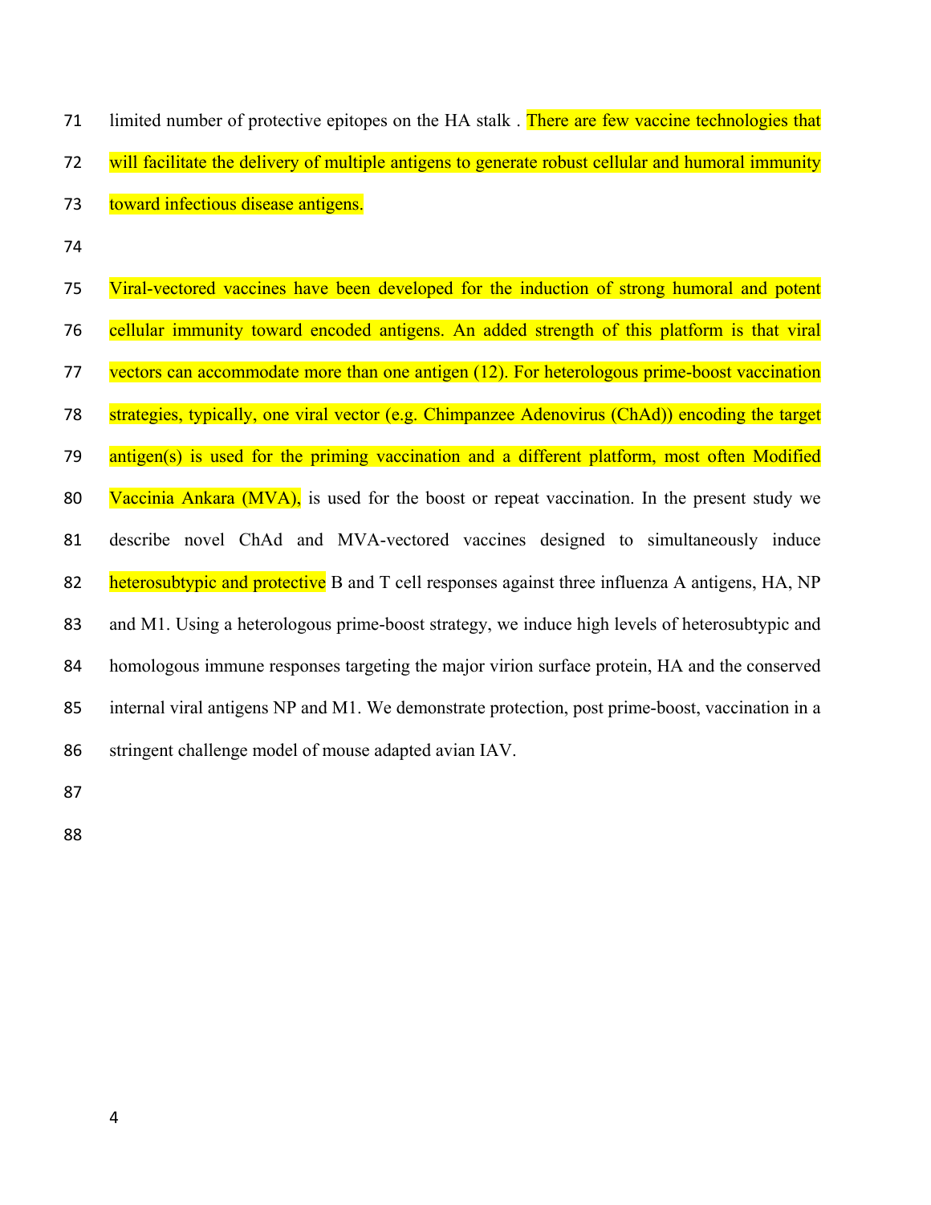limited number of protective epitopes on the HA stalk . There are few vaccine technologies that will facilitate the delivery of multiple antigens to generate robust cellular and humoral immunity toward infectious disease antigens.

Viral-vectored vaccines have been developed for the induction of strong humoral and potent cellular immunity toward encoded antigens. An added strength of this platform is that viral vectors can accommodate more than one antigen (12). For heterologous prime-boost vaccination strategies, typically, one viral vector (e.g. Chimpanzee Adenovirus (ChAd)) encoding the target antigen(s) is used for the priming vaccination and a different platform, most often Modified Vaccinia Ankara (MVA), is used for the boost or repeat vaccination. In the present study we describe novel ChAd and MVA-vectored vaccines designed to simultaneously induce heterosubtypic and protective B and T cell responses against three influenza A antigens, HA, NP and M1. Using a heterologous prime-boost strategy, we induce high levels of heterosubtypic and homologous immune responses targeting the major virion surface protein, HA and the conserved internal viral antigens NP and M1. We demonstrate protection, post prime-boost, vaccination in a stringent challenge model of mouse adapted avian IAV.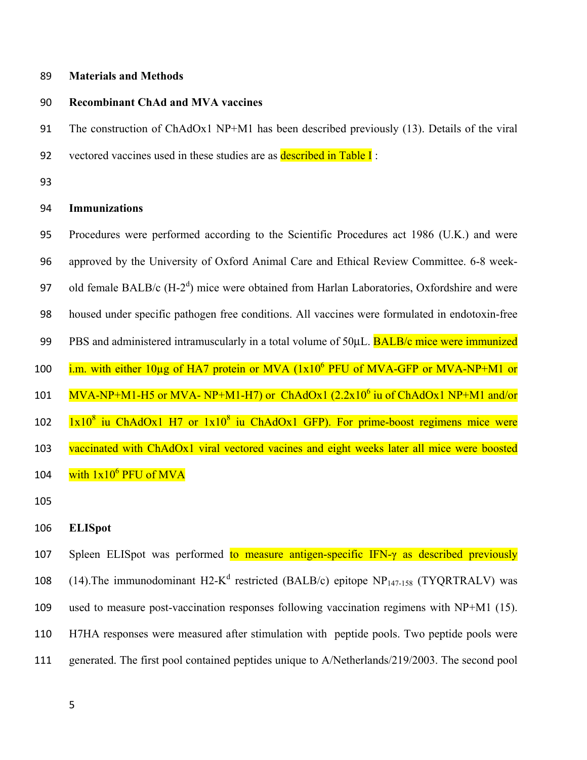## Materials and Methods

### Recombinant ChAd and MVA vaccines

The construction of ChAdOx1 NP+M1 has been described previously (13). Details of the viral vectored vaccines used in these studies are as described in Table I :

### Immunizations

Procedures were performed according to the Scientific Procedures act 1986 (U.K.) and were approved by the University of Oxford Animal Care and Ethical Review Committee. 6-8 week-old female BALB/c (H-$2^d$) mice were obtained from Harlan Laboratories, Oxfordshire and were housed under specific pathogen free conditions. All vaccines were formulated in endotoxin-free PBS and administered intramuscularly in a total volume of 50µL. BALB/c mice were immunized i.m. with either 10µg of HA7 protein or MVA ($1x10^6$ PFU of MVA-GFP or MVA-NP+M1 or MVA-NP+M1-H5 or MVA- NP+M1-H7) or ChAdOx1 ($2.2x10^6$ iu of ChAdOx1 NP+M1 and/or $1x10^8$ iu ChAdOx1 H7 or $1x10^8$ iu ChAdOx1 GFP). For prime-boost regimens mice were vaccinated with ChAdOx1 viral vectored vacines and eight weeks later all mice were boosted with $1x10^6$ PFU of MVA

### ELISpot

Spleen ELISpot was performed to measure antigen-specific IFN-γ as described previously (14).The immunodominant H2-$K^d$ restricted (BALB/c) epitope $NP_{147-158}$ (TYQRTRALV) was used to measure post-vaccination responses following vaccination regimens with NP+M1 (15). H7HA responses were measured after stimulation with peptide pools. Two peptide pools were generated. The first pool contained peptides unique to A/Netherlands/219/2003. The second pool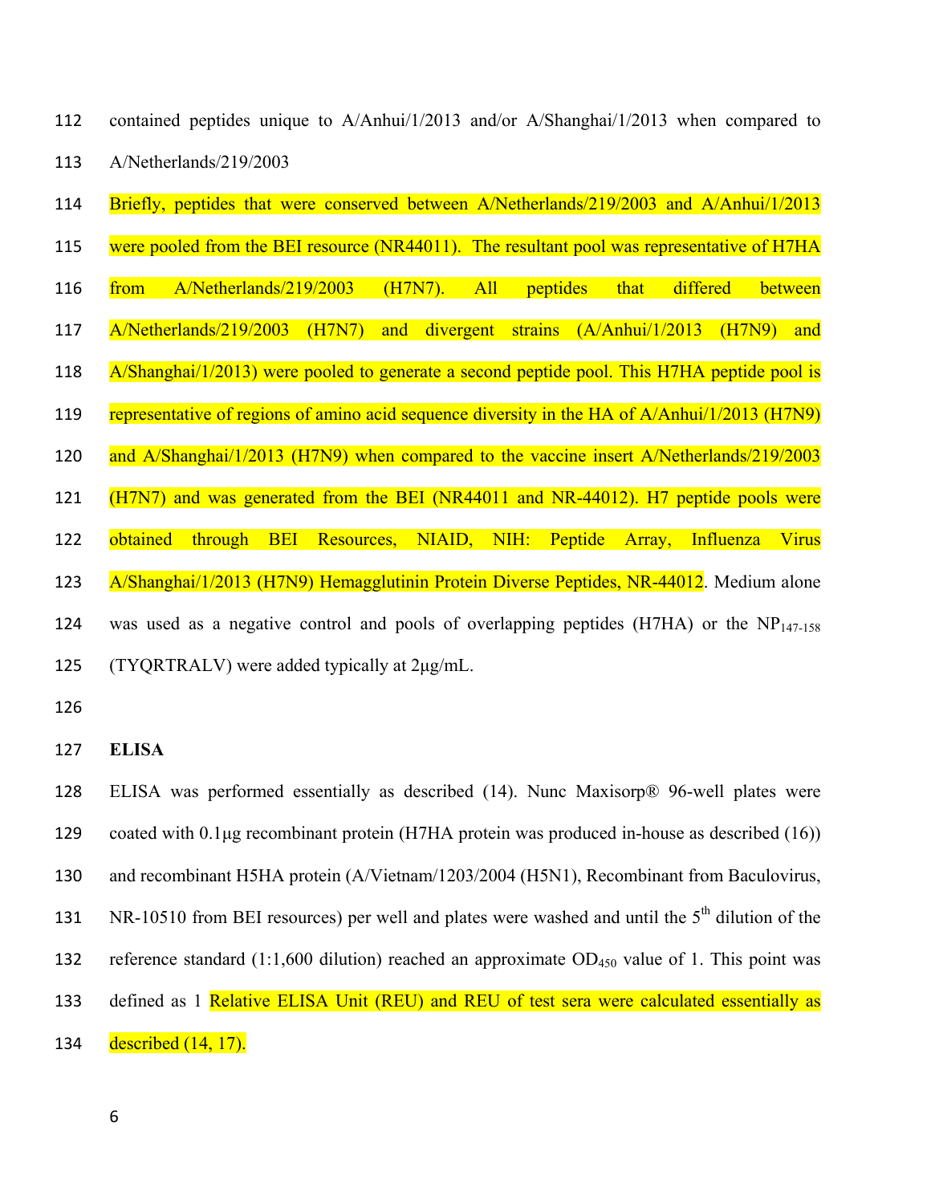contained peptides unique to A/Anhui/1/2013 and/or A/Shanghai/1/2013 when compared to A/Netherlands/219/2003

Briefly, peptides that were conserved between A/Netherlands/219/2003 and A/Anhui/1/2013 were pooled from the BEI resource (NR44011). The resultant pool was representative of H7HA from A/Netherlands/219/2003 (H7N7). All peptides that differed between A/Netherlands/219/2003 (H7N7) and divergent strains (A/Anhui/1/2013 (H7N9) and A/Shanghai/1/2013) were pooled to generate a second peptide pool. This H7HA peptide pool is representative of regions of amino acid sequence diversity in the HA of A/Anhui/1/2013 (H7N9) and A/Shanghai/1/2013 (H7N9) when compared to the vaccine insert A/Netherlands/219/2003 (H7N7) and was generated from the BEI (NR44011 and NR-44012). H7 peptide pools were obtained through BEI Resources, NIAID, NIH: Peptide Array, Influenza Virus A/Shanghai/1/2013 (H7N9) Hemagglutinin Protein Diverse Peptides, NR-44012. Medium alone was used as a negative control and pools of overlapping peptides (H7HA) or the $NP_{147\text{-}158}$ (TYQRTRALV) were added typically at 2μg/mL.

**ELISA**

ELISA was performed essentially as described (14). Nunc Maxisorp® 96-well plates were coated with 0.1μg recombinant protein (H7HA protein was produced in-house as described (16)) and recombinant H5HA protein (A/Vietnam/1203/2004 (H5N1), Recombinant from Baculovirus, NR-10510 from BEI resources) per well and plates were washed and until the 5$^{th}$ dilution of the reference standard (1:1,600 dilution) reached an approximate $OD_{450}$ value of 1. This point was defined as 1 Relative ELISA Unit (REU) and REU of test sera were calculated essentially as described (14, 17).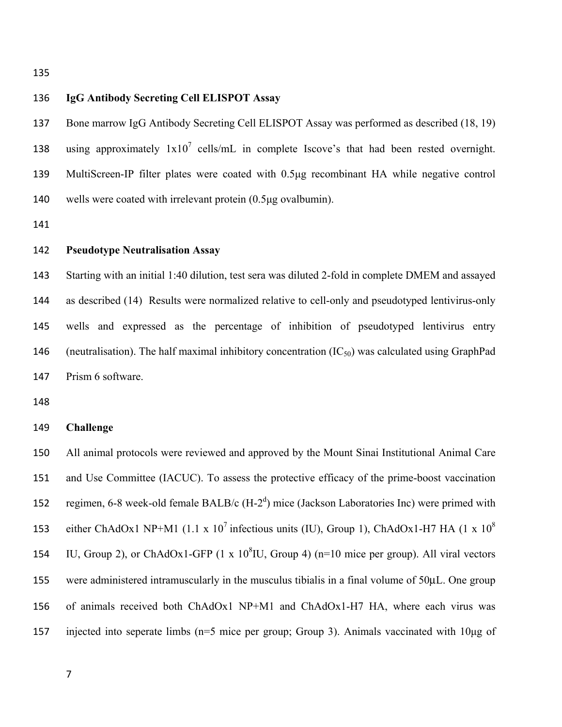### IgG Antibody Secreting Cell ELISPOT Assay

Bone marrow IgG Antibody Secreting Cell ELISPOT Assay was performed as described (18, 19) using approximately $1x10^7$ cells/mL in complete Iscove's that had been rested overnight. MultiScreen-IP filter plates were coated with 0.5µg recombinant HA while negative control wells were coated with irrelevant protein (0.5µg ovalbumin).

### Pseudotype Neutralisation Assay

Starting with an initial 1:40 dilution, test sera was diluted 2-fold in complete DMEM and assayed as described (14) Results were normalized relative to cell-only and pseudotyped lentivirus-only wells and expressed as the percentage of inhibition of pseudotyped lentivirus entry (neutralisation). The half maximal inhibitory concentration ($IC_{50}$) was calculated using GraphPad Prism 6 software.

### Challenge

All animal protocols were reviewed and approved by the Mount Sinai Institutional Animal Care and Use Committee (IACUC). To assess the protective efficacy of the prime-boost vaccination regimen, 6-8 week-old female BALB/c ($H\text{-}2^d$) mice (Jackson Laboratories Inc) were primed with either ChAdOx1 NP+M1 ($1.1 \times 10^7$ infectious units (IU), Group 1), ChAdOx1-H7 HA ($1 \times 10^8$ IU, Group 2), or ChAdOx1-GFP ($1 \times 10^8$IU, Group 4) (n=10 mice per group). All viral vectors were administered intramuscularly in the musculus tibialis in a final volume of 50µL. One group of animals received both ChAdOx1 NP+M1 and ChAdOx1-H7 HA, where each virus was injected into seperate limbs (n=5 mice per group; Group 3). Animals vaccinated with 10µg of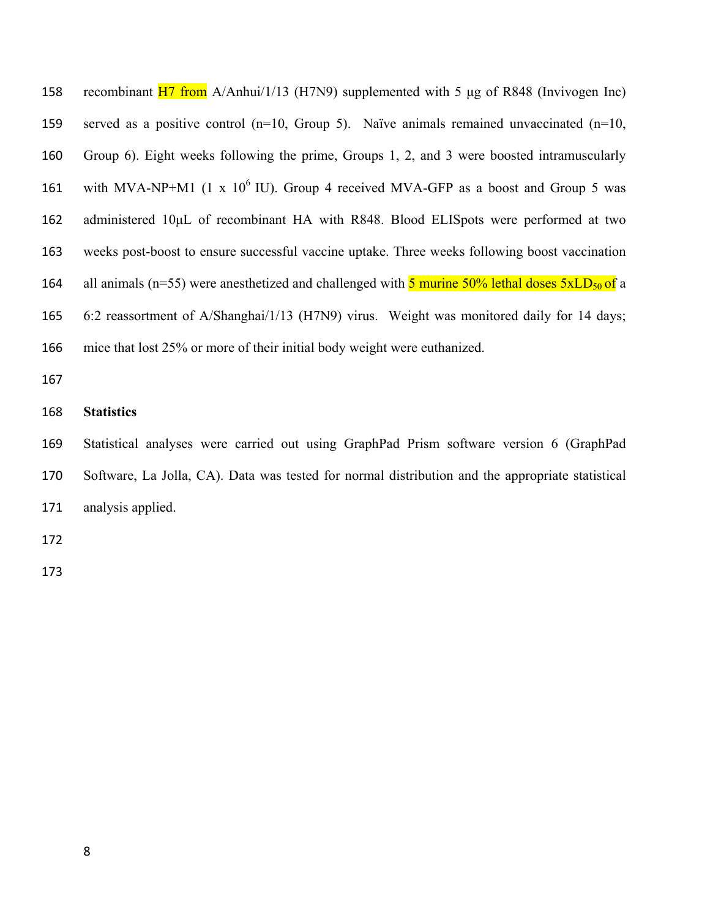recombinant H7 from A/Anhui/1/13 (H7N9) supplemented with 5 μg of R848 (Invivogen Inc) served as a positive control (n=10, Group 5). Naïve animals remained unvaccinated (n=10, Group 6). Eight weeks following the prime, Groups 1, 2, and 3 were boosted intramuscularly with MVA-NP+M1 ($1 \times 10^6$ IU). Group 4 received MVA-GFP as a boost and Group 5 was administered 10μL of recombinant HA with R848. Blood ELISpots were performed at two weeks post-boost to ensure successful vaccine uptake. Three weeks following boost vaccination all animals (n=55) were anesthetized and challenged with 5 murine 50% lethal doses $5\text{x}LD_{50}$ of a 6:2 reassortment of A/Shanghai/1/13 (H7N9) virus. Weight was monitored daily for 14 days; mice that lost 25% or more of their initial body weight were euthanized.

**Statistics**

Statistical analyses were carried out using GraphPad Prism software version 6 (GraphPad Software, La Jolla, CA). Data was tested for normal distribution and the appropriate statistical analysis applied.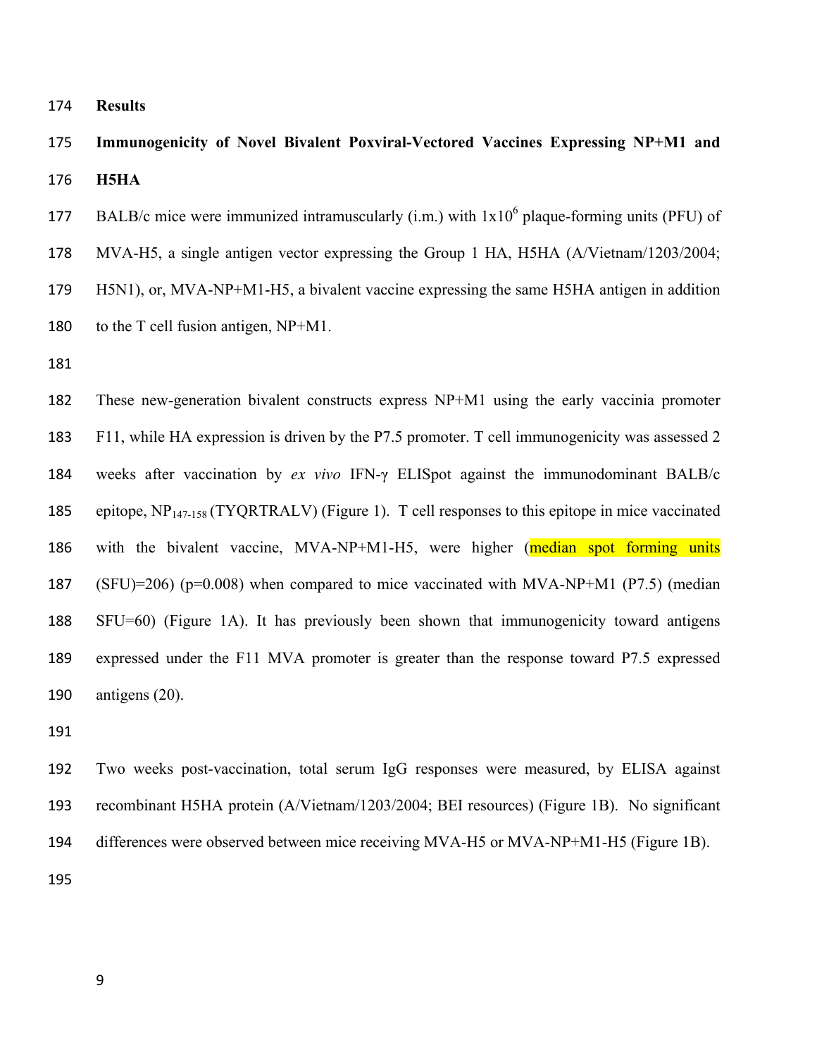## Results

### Immunogenicity of Novel Bivalent Poxviral-Vectored Vaccines Expressing NP+M1 and H5HA

BALB/c mice were immunized intramuscularly (i.m.) with $1x10^6$ plaque-forming units (PFU) of MVA-H5, a single antigen vector expressing the Group 1 HA, H5HA (A/Vietnam/1203/2004; H5N1), or, MVA-NP+M1-H5, a bivalent vaccine expressing the same H5HA antigen in addition to the T cell fusion antigen, NP+M1.

These new-generation bivalent constructs express NP+M1 using the early vaccinia promoter F11, while HA expression is driven by the P7.5 promoter. T cell immunogenicity was assessed 2 weeks after vaccination by *ex vivo* IFN-γ ELISpot against the immunodominant BALB/c epitope, $NP_{147-158}$ (TYQRTRALV) (Figure 1). T cell responses to this epitope in mice vaccinated with the bivalent vaccine, MVA-NP+M1-H5, were higher (median spot forming units (SFU)=206) ($p=0.008$) when compared to mice vaccinated with MVA-NP+M1 (P7.5) (median SFU=60) (Figure 1A). It has previously been shown that immunogenicity toward antigens expressed under the F11 MVA promoter is greater than the response toward P7.5 expressed antigens (20).

Two weeks post-vaccination, total serum IgG responses were measured, by ELISA against recombinant H5HA protein (A/Vietnam/1203/2004; BEI resources) (Figure 1B). No significant differences were observed between mice receiving MVA-H5 or MVA-NP+M1-H5 (Figure 1B).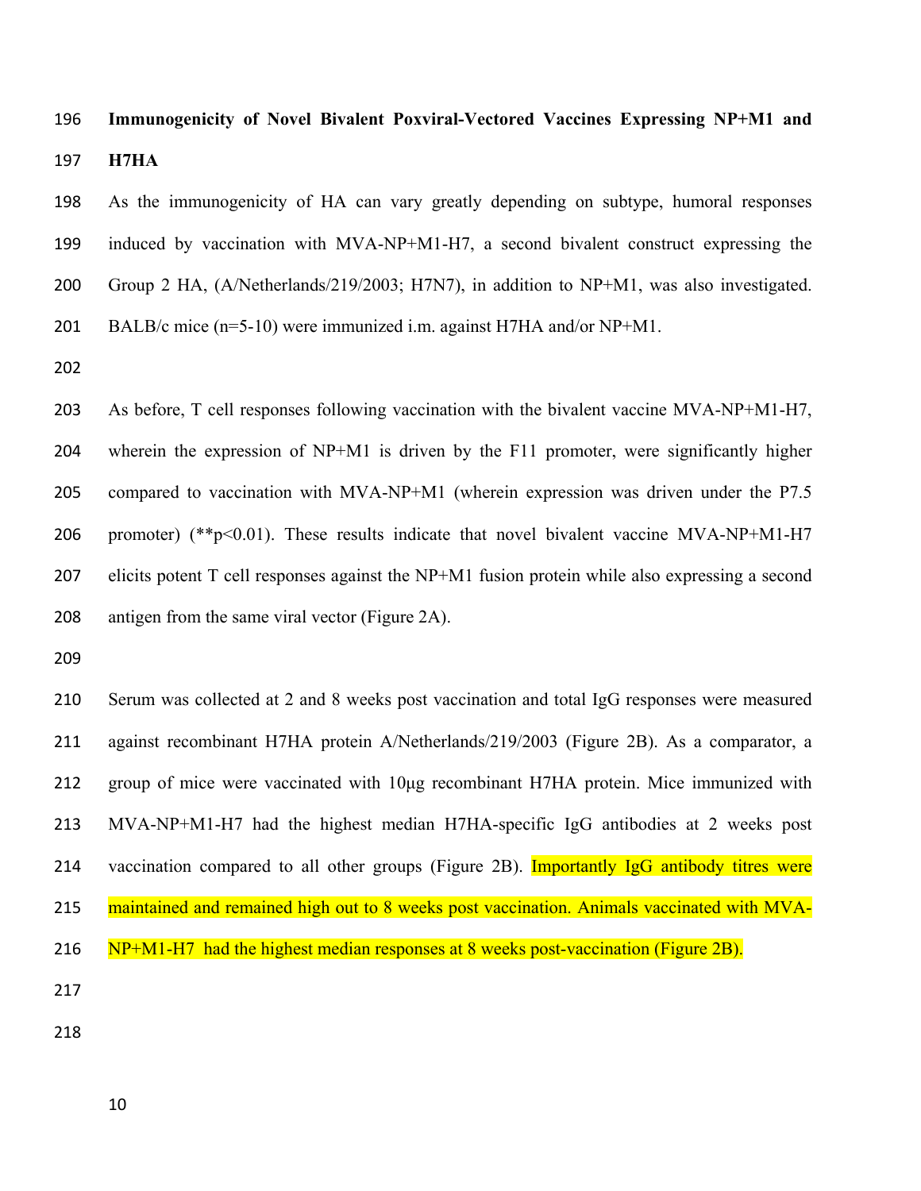**Immunogenicity of Novel Bivalent Poxviral-Vectored Vaccines Expressing NP+M1 and H7HA**

As the immunogenicity of HA can vary greatly depending on subtype, humoral responses induced by vaccination with MVA-NP+M1-H7, a second bivalent construct expressing the Group 2 HA, (A/Netherlands/219/2003; H7N7), in addition to NP+M1, was also investigated. BALB/c mice (n=5-10) were immunized i.m. against H7HA and/or NP+M1.

As before, T cell responses following vaccination with the bivalent vaccine MVA-NP+M1-H7, wherein the expression of NP+M1 is driven by the F11 promoter, were significantly higher compared to vaccination with MVA-NP+M1 (wherein expression was driven under the P7.5 promoter) (** $p<0.01$). These results indicate that novel bivalent vaccine MVA-NP+M1-H7 elicits potent T cell responses against the NP+M1 fusion protein while also expressing a second antigen from the same viral vector (Figure 2A).

Serum was collected at 2 and 8 weeks post vaccination and total IgG responses were measured against recombinant H7HA protein A/Netherlands/219/2003 (Figure 2B). As a comparator, a group of mice were vaccinated with 10μg recombinant H7HA protein. Mice immunized with MVA-NP+M1-H7 had the highest median H7HA-specific IgG antibodies at 2 weeks post vaccination compared to all other groups (Figure 2B). Importantly IgG antibody titres were maintained and remained high out to 8 weeks post vaccination. Animals vaccinated with MVA-NP+M1-H7 had the highest median responses at 8 weeks post-vaccination (Figure 2B).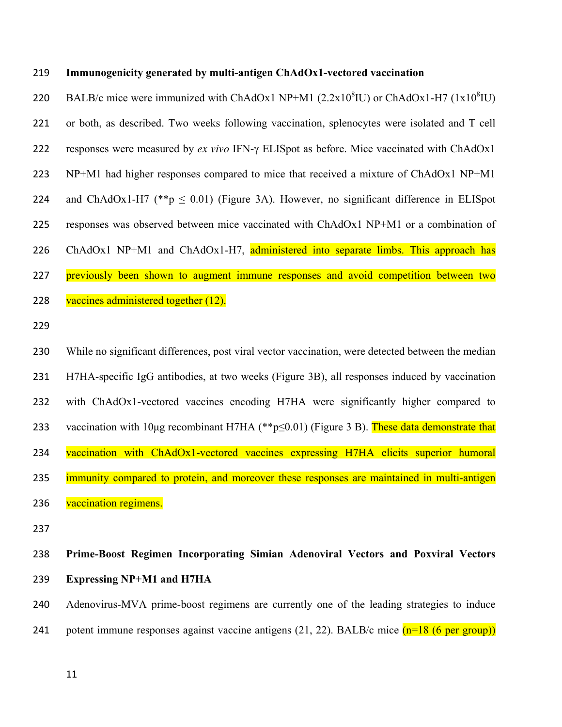**Immunogenicity generated by multi-antigen ChAdOx1-vectored vaccination**

BALB/c mice were immunized with ChAdOx1 NP+M1 ($2.2x10^8$IU) or ChAdOx1-H7 ($1x10^8$IU) or both, as described. Two weeks following vaccination, splenocytes were isolated and T cell responses were measured by *ex vivo* IFN-γ ELISpot as before. Mice vaccinated with ChAdOx1 NP+M1 had higher responses compared to mice that received a mixture of ChAdOx1 NP+M1 and ChAdOx1-H7 (**$p \leq 0.01$) (Figure 3A). However, no significant difference in ELISpot responses was observed between mice vaccinated with ChAdOx1 NP+M1 or a combination of ChAdOx1 NP+M1 and ChAdOx1-H7, administered into separate limbs. This approach has previously been shown to augment immune responses and avoid competition between two vaccines administered together (12).

While no significant differences, post viral vector vaccination, were detected between the median H7HA-specific IgG antibodies, at two weeks (Figure 3B), all responses induced by vaccination with ChAdOx1-vectored vaccines encoding H7HA were significantly higher compared to vaccination with 10μg recombinant H7HA (**$p \leq 0.01$) (Figure 3 B). These data demonstrate that vaccination with ChAdOx1-vectored vaccines expressing H7HA elicits superior humoral immunity compared to protein, and moreover these responses are maintained in multi-antigen vaccination regimens.

**Prime-Boost Regimen Incorporating Simian Adenoviral Vectors and Poxviral Vectors Expressing NP+M1 and H7HA**

Adenovirus-MVA prime-boost regimens are currently one of the leading strategies to induce potent immune responses against vaccine antigens (21, 22). BALB/c mice (n=18 (6 per group))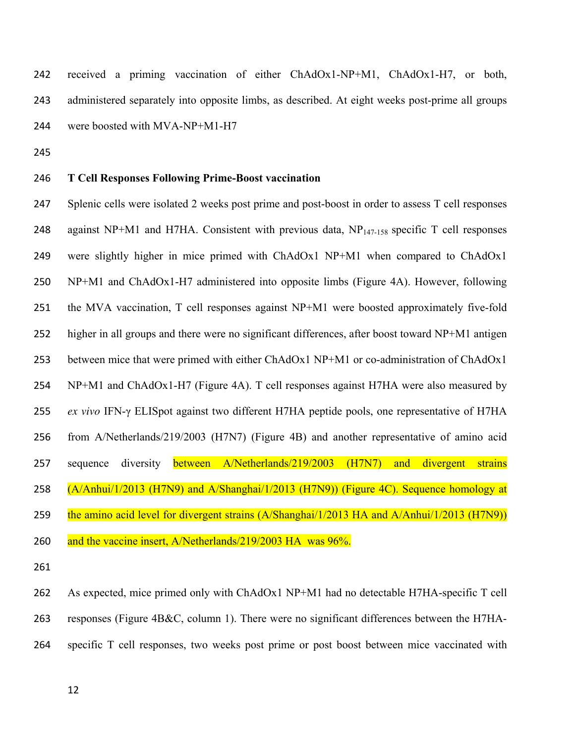received a priming vaccination of either ChAdOx1-NP+M1, ChAdOx1-H7, or both, administered separately into opposite limbs, as described. At eight weeks post-prime all groups were boosted with MVA-NP+M1-H7

**T Cell Responses Following Prime-Boost vaccination**

Splenic cells were isolated 2 weeks post prime and post-boost in order to assess T cell responses against NP+M1 and H7HA. Consistent with previous data, $NP_{147\text{-}158}$ specific T cell responses were slightly higher in mice primed with ChAdOx1 NP+M1 when compared to ChAdOx1 NP+M1 and ChAdOx1-H7 administered into opposite limbs (Figure 4A). However, following the MVA vaccination, T cell responses against NP+M1 were boosted approximately five-fold higher in all groups and there were no significant differences, after boost toward NP+M1 antigen between mice that were primed with either ChAdOx1 NP+M1 or co-administration of ChAdOx1 NP+M1 and ChAdOx1-H7 (Figure 4A). T cell responses against H7HA were also measured by *ex vivo* IFN-γ ELISpot against two different H7HA peptide pools, one representative of H7HA from A/Netherlands/219/2003 (H7N7) (Figure 4B) and another representative of amino acid sequence diversity between A/Netherlands/219/2003 (H7N7) and divergent strains (A/Anhui/1/2013 (H7N9) and A/Shanghai/1/2013 (H7N9)) (Figure 4C). Sequence homology at the amino acid level for divergent strains (A/Shanghai/1/2013 HA and A/Anhui/1/2013 (H7N9)) and the vaccine insert, A/Netherlands/219/2003 HA was 96%.

As expected, mice primed only with ChAdOx1 NP+M1 had no detectable H7HA-specific T cell responses (Figure 4B&C, column 1). There were no significant differences between the H7HA-specific T cell responses, two weeks post prime or post boost between mice vaccinated with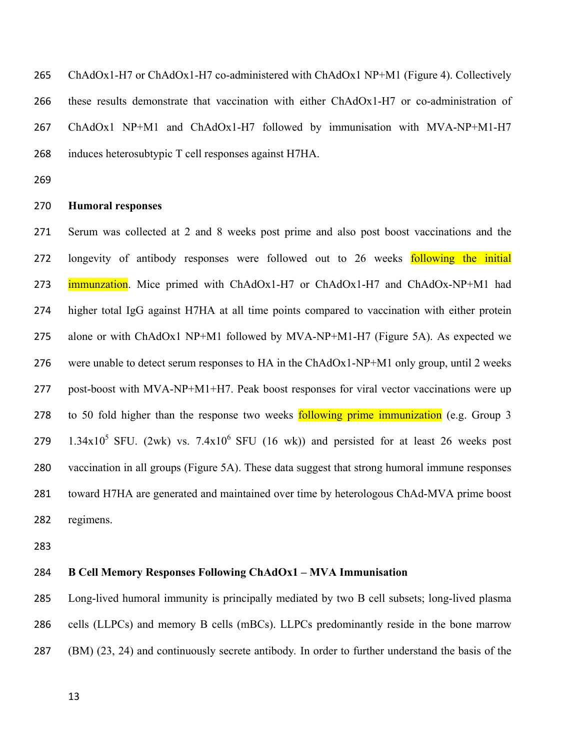ChAdOx1-H7 or ChAdOx1-H7 co-administered with ChAdOx1 NP+M1 (Figure 4). Collectively these results demonstrate that vaccination with either ChAdOx1-H7 or co-administration of ChAdOx1 NP+M1 and ChAdOx1-H7 followed by immunisation with MVA-NP+M1-H7 induces heterosubtypic T cell responses against H7HA.

### Humoral responses

Serum was collected at 2 and 8 weeks post prime and also post boost vaccinations and the longevity of antibody responses were followed out to 26 weeks following the initial immunzation. Mice primed with ChAdOx1-H7 or ChAdOx1-H7 and ChAdOx-NP+M1 had higher total IgG against H7HA at all time points compared to vaccination with either protein alone or with ChAdOx1 NP+M1 followed by MVA-NP+M1-H7 (Figure 5A). As expected we were unable to detect serum responses to HA in the ChAdOx1-NP+M1 only group, until 2 weeks post-boost with MVA-NP+M1+H7. Peak boost responses for viral vector vaccinations were up to 50 fold higher than the response two weeks following prime immunization (e.g. Group 3 $1.34 \times 10^5$ SFU. (2wk) vs. $7.4 \times 10^6$ SFU (16 wk)) and persisted for at least 26 weeks post vaccination in all groups (Figure 5A). These data suggest that strong humoral immune responses toward H7HA are generated and maintained over time by heterologous ChAd-MVA prime boost regimens.

### B Cell Memory Responses Following ChAdOx1 – MVA Immunisation

Long-lived humoral immunity is principally mediated by two B cell subsets; long-lived plasma cells (LLPCs) and memory B cells (mBCs). LLPCs predominantly reside in the bone marrow (BM) (23, 24) and continuously secrete antibody. In order to further understand the basis of the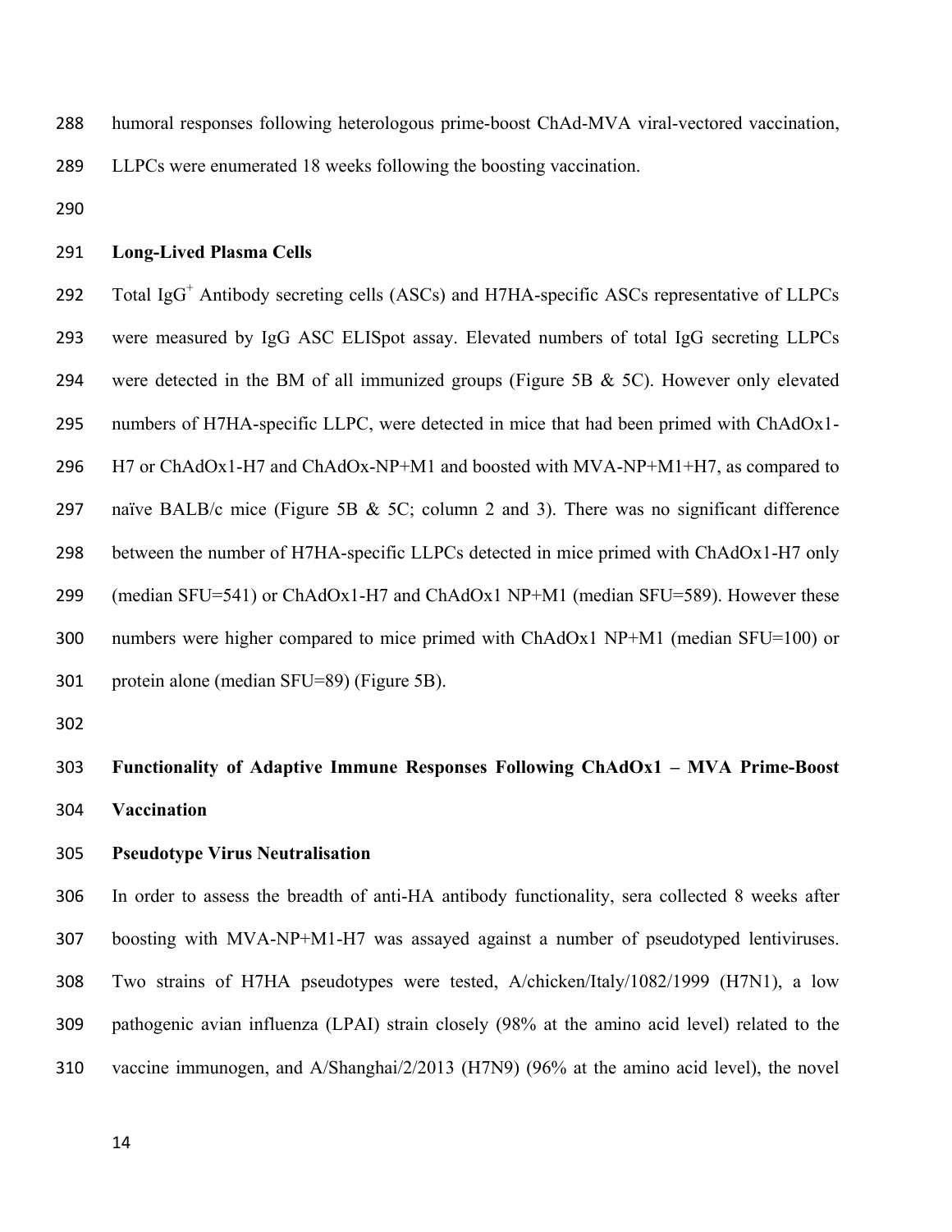humoral responses following heterologous prime-boost ChAd-MVA viral-vectored vaccination, LLPCs were enumerated 18 weeks following the boosting vaccination.

**Long-Lived Plasma Cells**

Total IgG$^{+}$ Antibody secreting cells (ASCs) and H7HA-specific ASCs representative of LLPCs were measured by IgG ASC ELISpot assay. Elevated numbers of total IgG secreting LLPCs were detected in the BM of all immunized groups (Figure 5B & 5C). However only elevated numbers of H7HA-specific LLPC, were detected in mice that had been primed with ChAdOx1-H7 or ChAdOx1-H7 and ChAdOx-NP+M1 and boosted with MVA-NP+M1+H7, as compared to naïve BALB/c mice (Figure 5B & 5C; column 2 and 3). There was no significant difference between the number of H7HA-specific LLPCs detected in mice primed with ChAdOx1-H7 only (median SFU=541) or ChAdOx1-H7 and ChAdOx1 NP+M1 (median SFU=589). However these numbers were higher compared to mice primed with ChAdOx1 NP+M1 (median SFU=100) or protein alone (median SFU=89) (Figure 5B).

## Functionality of Adaptive Immune Responses Following ChAdOx1 – MVA Prime-Boost Vaccination

**Pseudotype Virus Neutralisation**

In order to assess the breadth of anti-HA antibody functionality, sera collected 8 weeks after boosting with MVA-NP+M1-H7 was assayed against a number of pseudotyped lentiviruses. Two strains of H7HA pseudotypes were tested, A/chicken/Italy/1082/1999 (H7N1), a low pathogenic avian influenza (LPAI) strain closely (98% at the amino acid level) related to the vaccine immunogen, and A/Shanghai/2/2013 (H7N9) (96% at the amino acid level), the novel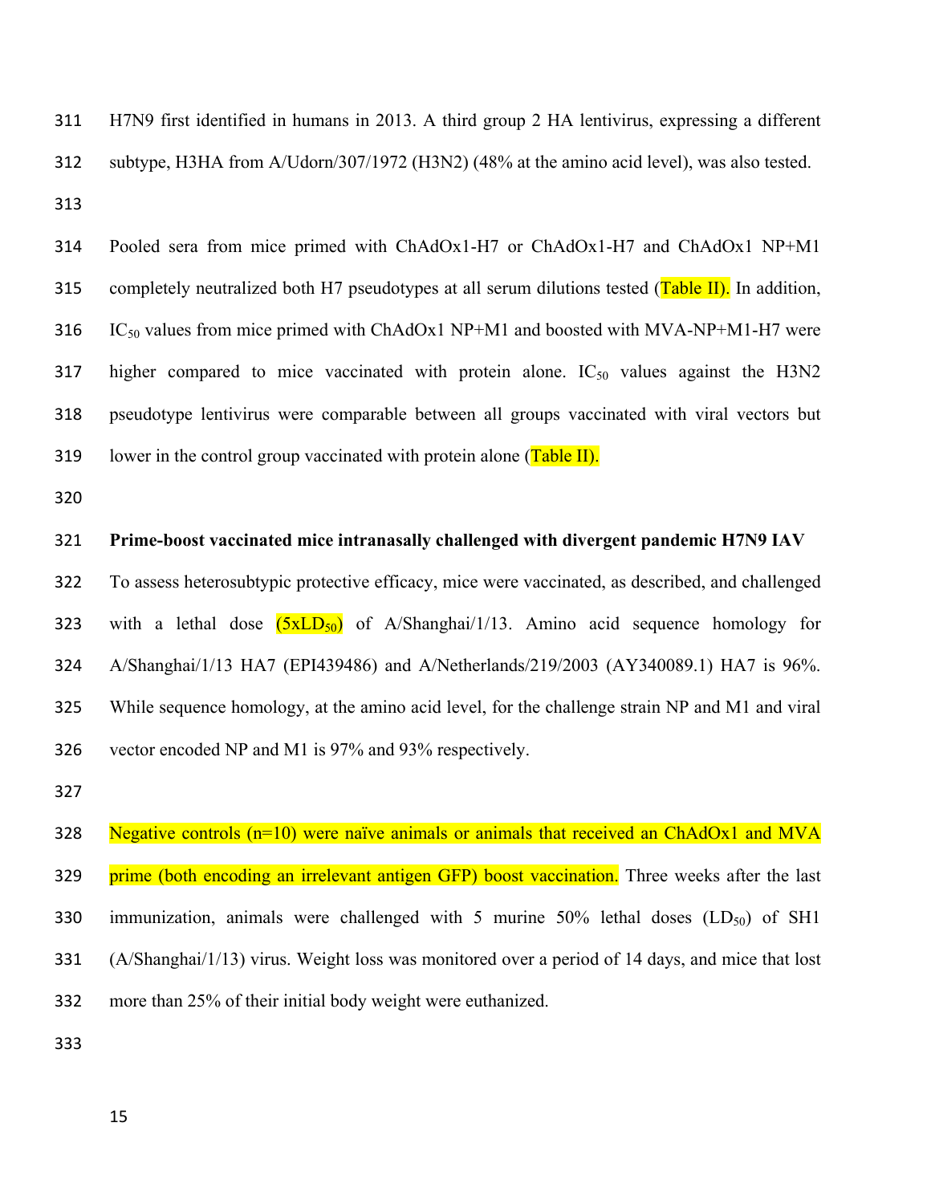H7N9 first identified in humans in 2013. A third group 2 HA lentivirus, expressing a different subtype, H3HA from A/Udorn/307/1972 (H3N2) (48% at the amino acid level), was also tested.

Pooled sera from mice primed with ChAdOx1-H7 or ChAdOx1-H7 and ChAdOx1 NP+M1 completely neutralized both H7 pseudotypes at all serum dilutions tested (Table II). In addition, $IC_{50}$ values from mice primed with ChAdOx1 NP+M1 and boosted with MVA-NP+M1-H7 were higher compared to mice vaccinated with protein alone. $IC_{50}$ values against the H3N2 pseudotype lentivirus were comparable between all groups vaccinated with viral vectors but lower in the control group vaccinated with protein alone (Table II).

**Prime-boost vaccinated mice intranasally challenged with divergent pandemic H7N9 IAV**

To assess heterosubtypic protective efficacy, mice were vaccinated, as described, and challenged with a lethal dose ($5xLD_{50}$) of A/Shanghai/1/13. Amino acid sequence homology for A/Shanghai/1/13 HA7 (EPI439486) and A/Netherlands/219/2003 (AY340089.1) HA7 is 96%. While sequence homology, at the amino acid level, for the challenge strain NP and M1 and viral vector encoded NP and M1 is 97% and 93% respectively.

Negative controls (n=10) were naïve animals or animals that received an ChAdOx1 and MVA prime (both encoding an irrelevant antigen GFP) boost vaccination. Three weeks after the last immunization, animals were challenged with 5 murine 50% lethal doses ($LD_{50}$) of SH1 (A/Shanghai/1/13) virus. Weight loss was monitored over a period of 14 days, and mice that lost more than 25% of their initial body weight were euthanized.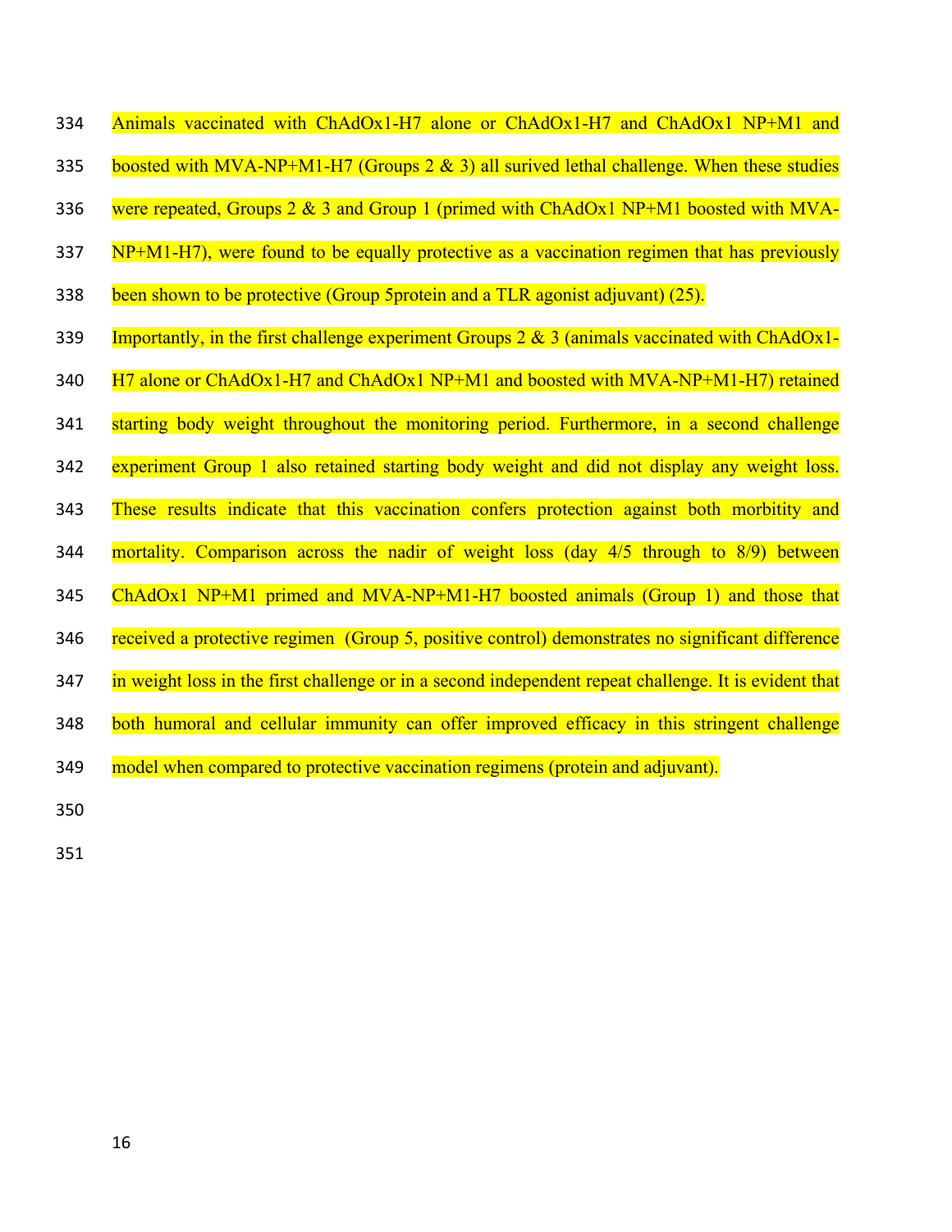Animals vaccinated with ChAdOx1-H7 alone or ChAdOx1-H7 and ChAdOx1 NP+M1 and boosted with MVA-NP+M1-H7 (Groups 2 & 3) all surived lethal challenge. When these studies were repeated, Groups 2 & 3 and Group 1 (primed with ChAdOx1 NP+M1 boosted with MVA-NP+M1-H7), were found to be equally protective as a vaccination regimen that has previously been shown to be protective (Group 5protein and a TLR agonist adjuvant) (25).

Importantly, in the first challenge experiment Groups 2 & 3 (animals vaccinated with ChAdOx1-H7 alone or ChAdOx1-H7 and ChAdOx1 NP+M1 and boosted with MVA-NP+M1-H7) retained starting body weight throughout the monitoring period. Furthermore, in a second challenge experiment Group 1 also retained starting body weight and did not display any weight loss. These results indicate that this vaccination confers protection against both morbidity and mortality. Comparison across the nadir of weight loss (day 4/5 through to 8/9) between ChAdOx1 NP+M1 primed and MVA-NP+M1-H7 boosted animals (Group 1) and those that received a protective regimen (Group 5, positive control) demonstrates no significant difference in weight loss in the first challenge or in a second independent repeat challenge. It is evident that both humoral and cellular immunity can offer improved efficacy in this stringent challenge model when compared to protective vaccination regimens (protein and adjuvant).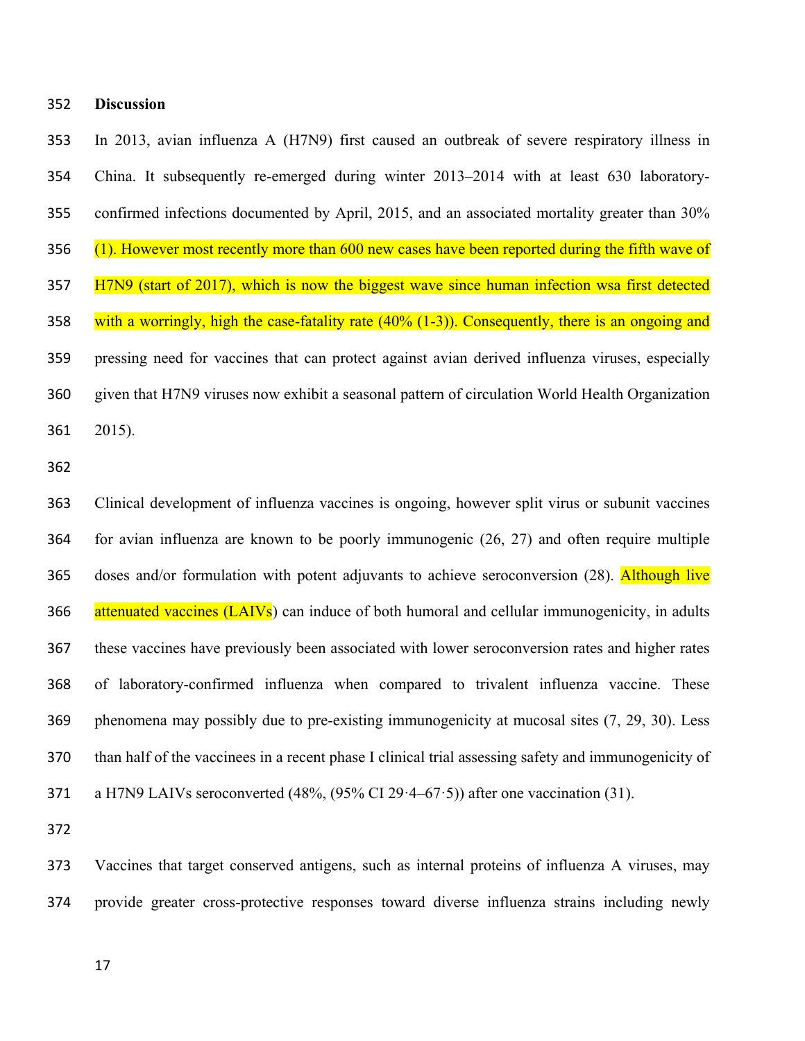## Discussion

In 2013, avian influenza A (H7N9) first caused an outbreak of severe respiratory illness in China. It subsequently re-emerged during winter 2013–2014 with at least 630 laboratory-confirmed infections documented by April, 2015, and an associated mortality greater than 30% (1). However most recently more than 600 new cases have been reported during the fifth wave of H7N9 (start of 2017), which is now the biggest wave since human infection wsa first detected with a worringly, high the case-fatality rate (40% (1-3)). Consequently, there is an ongoing and pressing need for vaccines that can protect against avian derived influenza viruses, especially given that H7N9 viruses now exhibit a seasonal pattern of circulation World Health Organization 2015).

Clinical development of influenza vaccines is ongoing, however split virus or subunit vaccines for avian influenza are known to be poorly immunogenic (26, 27) and often require multiple doses and/or formulation with potent adjuvants to achieve seroconversion (28). Although live attenuated vaccines (LAIVs) can induce of both humoral and cellular immunogenicity, in adults these vaccines have previously been associated with lower seroconversion rates and higher rates of laboratory-confirmed influenza when compared to trivalent influenza vaccine. These phenomena may possibly due to pre-existing immunogenicity at mucosal sites (7, 29, 30). Less than half of the vaccinees in a recent phase I clinical trial assessing safety and immunogenicity of a H7N9 LAIVs seroconverted (48%, (95% CI 29·4–67·5)) after one vaccination (31).

Vaccines that target conserved antigens, such as internal proteins of influenza A viruses, may provide greater cross-protective responses toward diverse influenza strains including newly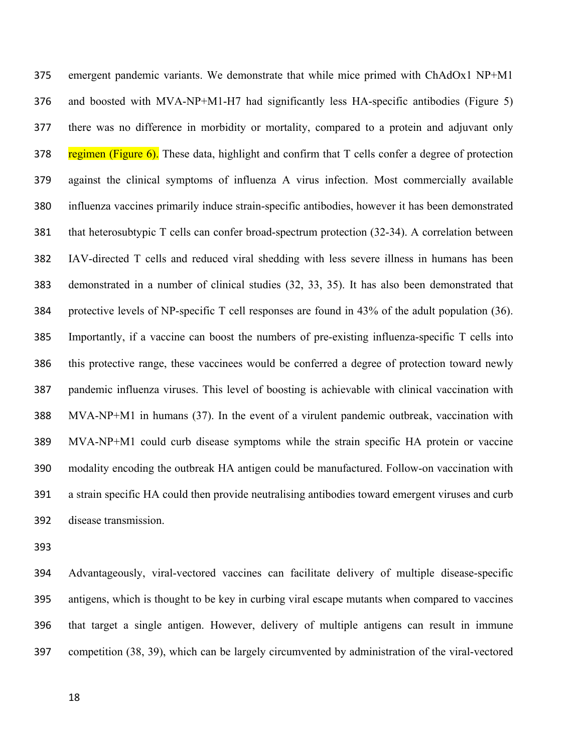emergent pandemic variants. We demonstrate that while mice primed with ChAdOx1 NP+M1 and boosted with MVA-NP+M1-H7 had significantly less HA-specific antibodies (Figure 5) there was no difference in morbidity or mortality, compared to a protein and adjuvant only regimen (Figure 6). These data, highlight and confirm that T cells confer a degree of protection against the clinical symptoms of influenza A virus infection. Most commercially available influenza vaccines primarily induce strain-specific antibodies, however it has been demonstrated that heterosubtypic T cells can confer broad-spectrum protection (32-34). A correlation between IAV-directed T cells and reduced viral shedding with less severe illness in humans has been demonstrated in a number of clinical studies (32, 33, 35). It has also been demonstrated that protective levels of NP-specific T cell responses are found in 43% of the adult population (36). Importantly, if a vaccine can boost the numbers of pre-existing influenza-specific T cells into this protective range, these vaccinees would be conferred a degree of protection toward newly pandemic influenza viruses. This level of boosting is achievable with clinical vaccination with MVA-NP+M1 in humans (37). In the event of a virulent pandemic outbreak, vaccination with MVA-NP+M1 could curb disease symptoms while the strain specific HA protein or vaccine modality encoding the outbreak HA antigen could be manufactured. Follow-on vaccination with a strain specific HA could then provide neutralising antibodies toward emergent viruses and curb disease transmission.

Advantageously, viral-vectored vaccines can facilitate delivery of multiple disease-specific antigens, which is thought to be key in curbing viral escape mutants when compared to vaccines that target a single antigen. However, delivery of multiple antigens can result in immune competition (38, 39), which can be largely circumvented by administration of the viral-vectored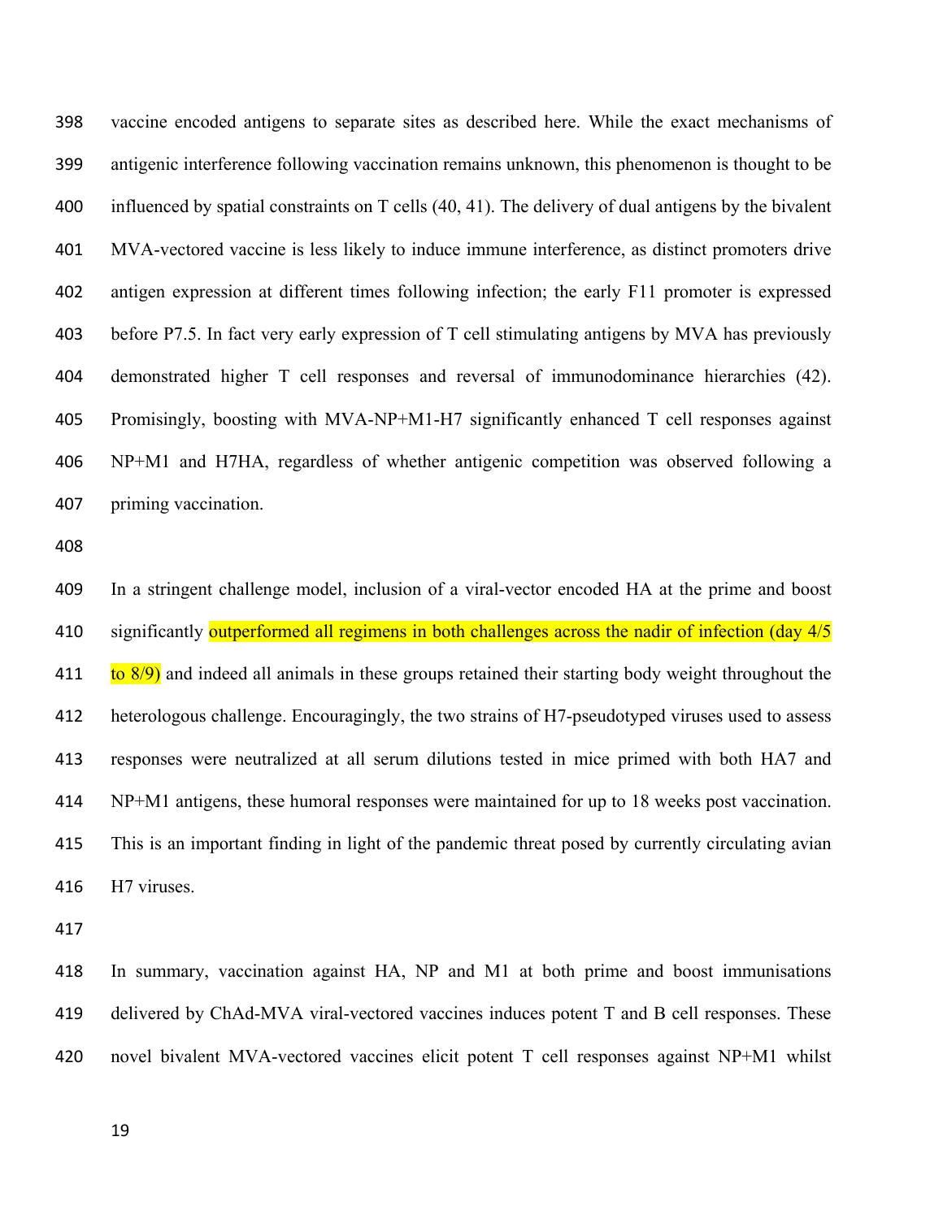vaccine encoded antigens to separate sites as described here. While the exact mechanisms of antigenic interference following vaccination remains unknown, this phenomenon is thought to be influenced by spatial constraints on T cells (40, 41). The delivery of dual antigens by the bivalent MVA-vectored vaccine is less likely to induce immune interference, as distinct promoters drive antigen expression at different times following infection; the early F11 promoter is expressed before P7.5. In fact very early expression of T cell stimulating antigens by MVA has previously demonstrated higher T cell responses and reversal of immunodominance hierarchies (42). Promisingly, boosting with MVA-NP+M1-H7 significantly enhanced T cell responses against NP+M1 and H7HA, regardless of whether antigenic competition was observed following a priming vaccination.

In a stringent challenge model, inclusion of a viral-vector encoded HA at the prime and boost significantly outperformed all regimens in both challenges across the nadir of infection (day 4/5 to 8/9) and indeed all animals in these groups retained their starting body weight throughout the heterologous challenge. Encouragingly, the two strains of H7-pseudotyped viruses used to assess responses were neutralized at all serum dilutions tested in mice primed with both HA7 and NP+M1 antigens, these humoral responses were maintained for up to 18 weeks post vaccination. This is an important finding in light of the pandemic threat posed by currently circulating avian H7 viruses.

In summary, vaccination against HA, NP and M1 at both prime and boost immunisations delivered by ChAd-MVA viral-vectored vaccines induces potent T and B cell responses. These novel bivalent MVA-vectored vaccines elicit potent T cell responses against NP+M1 whilst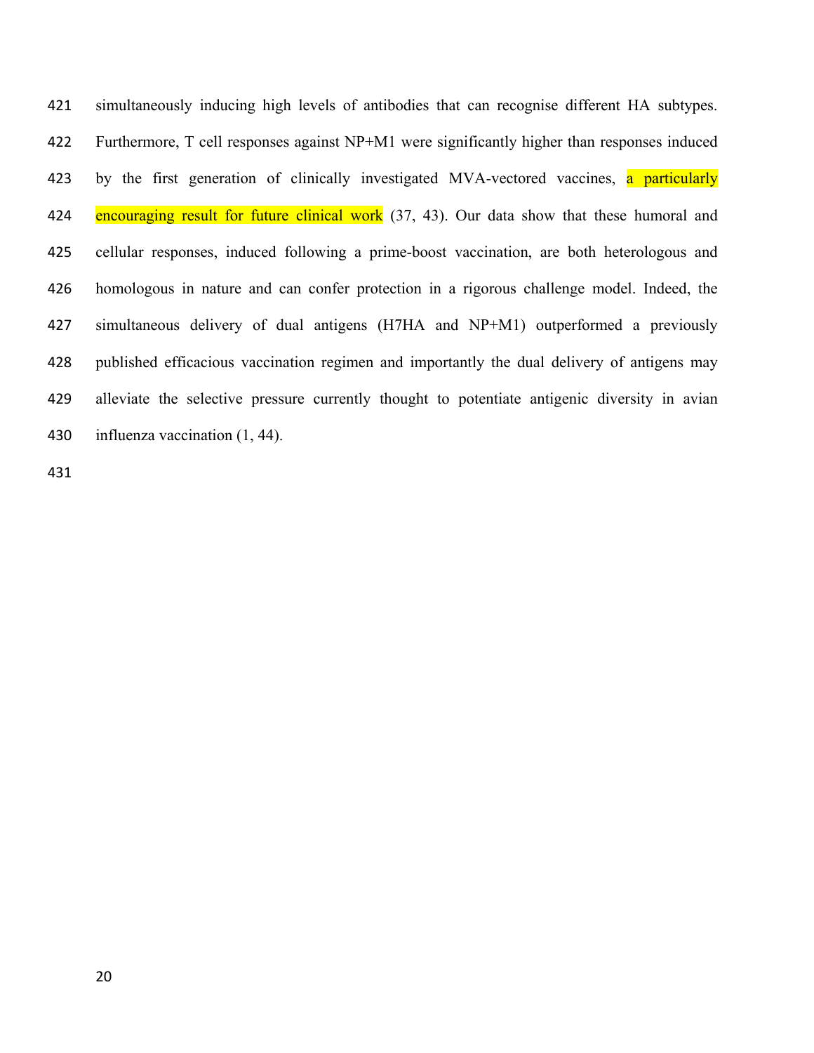simultaneously inducing high levels of antibodies that can recognise different HA subtypes. Furthermore, T cell responses against NP+M1 were significantly higher than responses induced by the first generation of clinically investigated MVA-vectored vaccines, a particularly encouraging result for future clinical work (37, 43). Our data show that these humoral and cellular responses, induced following a prime-boost vaccination, are both heterologous and homologous in nature and can confer protection in a rigorous challenge model. Indeed, the simultaneous delivery of dual antigens (H7HA and NP+M1) outperformed a previously published efficacious vaccination regimen and importantly the dual delivery of antigens may alleviate the selective pressure currently thought to potentiate antigenic diversity in avian influenza vaccination (1, 44).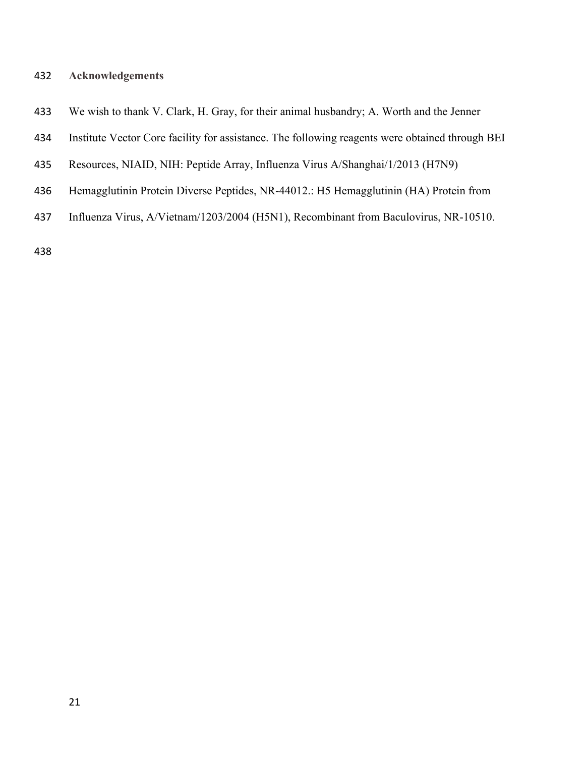## Acknowledgements

We wish to thank V. Clark, H. Gray, for their animal husbandry; A. Worth and the Jenner Institute Vector Core facility for assistance. The following reagents were obtained through BEI Resources, NIAID, NIH: Peptide Array, Influenza Virus A/Shanghai/1/2013 (H7N9) Hemagglutinin Protein Diverse Peptides, NR-44012.: H5 Hemagglutinin (HA) Protein from Influenza Virus, A/Vietnam/1203/2004 (H5N1), Recombinant from Baculovirus, NR-10510.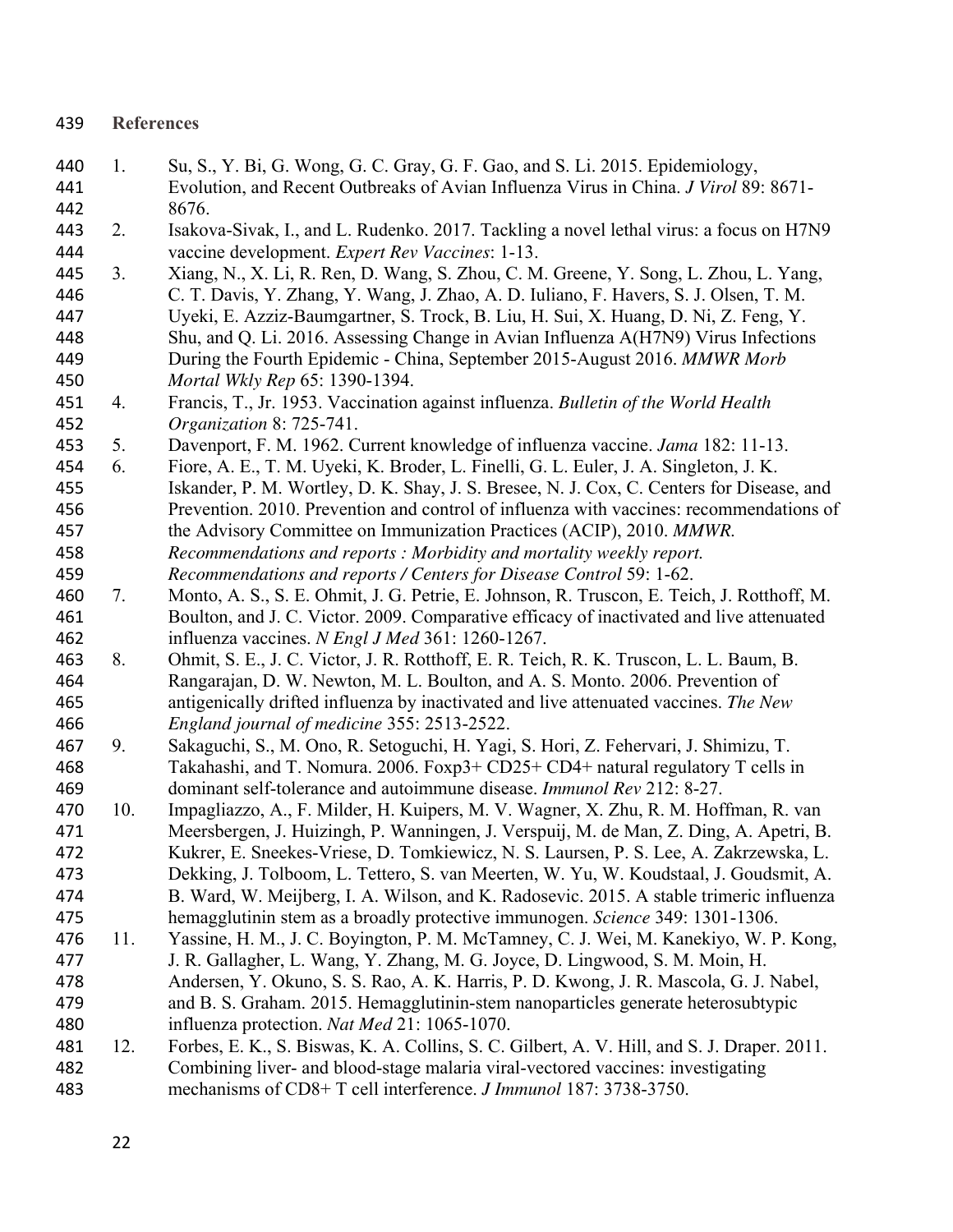## References

1. Su, S., Y. Bi, G. Wong, G. C. Gray, G. F. Gao, and S. Li. 2015. Epidemiology, Evolution, and Recent Outbreaks of Avian Influenza Virus in China. *J Virol* 89: 8671-8676.
2. Isakova-Sivak, I., and L. Rudenko. 2017. Tackling a novel lethal virus: a focus on H7N9 vaccine development. *Expert Rev Vaccines*: 1-13.
3. Xiang, N., X. Li, R. Ren, D. Wang, S. Zhou, C. M. Greene, Y. Song, L. Zhou, L. Yang, C. T. Davis, Y. Zhang, Y. Wang, J. Zhao, A. D. Iuliano, F. Havers, S. J. Olsen, T. M. Uyeki, E. Azziz-Baumgartner, S. Trock, B. Liu, H. Sui, X. Huang, D. Ni, Z. Feng, Y. Shu, and Q. Li. 2016. Assessing Change in Avian Influenza A(H7N9) Virus Infections During the Fourth Epidemic - China, September 2015-August 2016. *MMWR Morb Mortal Wkly Rep* 65: 1390-1394.
4. Francis, T., Jr. 1953. Vaccination against influenza. *Bulletin of the World Health Organization* 8: 725-741.
5. Davenport, F. M. 1962. Current knowledge of influenza vaccine. *Jama* 182: 11-13.
6. Fiore, A. E., T. M. Uyeki, K. Broder, L. Finelli, G. L. Euler, J. A. Singleton, J. K. Iskander, P. M. Wortley, D. K. Shay, J. S. Bresee, N. J. Cox, C. Centers for Disease, and Prevention. 2010. Prevention and control of influenza with vaccines: recommendations of the Advisory Committee on Immunization Practices (ACIP), 2010. *MMWR. Recommendations and reports : Morbidity and mortality weekly report. Recommendations and reports / Centers for Disease Control* 59: 1-62.
7. Monto, A. S., S. E. Ohmit, J. G. Petrie, E. Johnson, R. Truscon, E. Teich, J. Rotthoff, M. Boulton, and J. C. Victor. 2009. Comparative efficacy of inactivated and live attenuated influenza vaccines. *N Engl J Med* 361: 1260-1267.
8. Ohmit, S. E., J. C. Victor, J. R. Rotthoff, E. R. Teich, R. K. Truscon, L. L. Baum, B. Rangarajan, D. W. Newton, M. L. Boulton, and A. S. Monto. 2006. Prevention of antigenically drifted influenza by inactivated and live attenuated vaccines. *The New England journal of medicine* 355: 2513-2522.
9. Sakaguchi, S., M. Ono, R. Setoguchi, H. Yagi, S. Hori, Z. Fehervari, J. Shimizu, T. Takahashi, and T. Nomura. 2006. Foxp3+ CD25+ CD4+ natural regulatory T cells in dominant self-tolerance and autoimmune disease. *Immunol Rev* 212: 8-27.
10. Impagliazzo, A., F. Milder, H. Kuipers, M. V. Wagner, X. Zhu, R. M. Hoffman, R. van Meersbergen, J. Huizingh, P. Wanningen, J. Verspuij, M. de Man, Z. Ding, A. Apetri, B. Kukrer, E. Sneekes-Vriese, D. Tomkiewicz, N. S. Laursen, P. S. Lee, A. Zakrzewska, L. Dekking, J. Tolboom, L. Tettero, S. van Meerten, W. Yu, W. Koudstaal, J. Goudsmit, A. B. Ward, W. Meijberg, I. A. Wilson, and K. Radosevic. 2015. A stable trimeric influenza hemagglutinin stem as a broadly protective immunogen. *Science* 349: 1301-1306.
11. Yassine, H. M., J. C. Boyington, P. M. McTamney, C. J. Wei, M. Kanekiyo, W. P. Kong, J. R. Gallagher, L. Wang, Y. Zhang, M. G. Joyce, D. Lingwood, S. M. Moin, H. Andersen, Y. Okuno, S. S. Rao, A. K. Harris, P. D. Kwong, J. R. Mascola, G. J. Nabel, and B. S. Graham. 2015. Hemagglutinin-stem nanoparticles generate heterosubtypic influenza protection. *Nat Med* 21: 1065-1070.
12. Forbes, E. K., S. Biswas, K. A. Collins, S. C. Gilbert, A. V. Hill, and S. J. Draper. 2011. Combining liver- and blood-stage malaria viral-vectored vaccines: investigating mechanisms of CD8+ T cell interference. *J Immunol* 187: 3738-3750.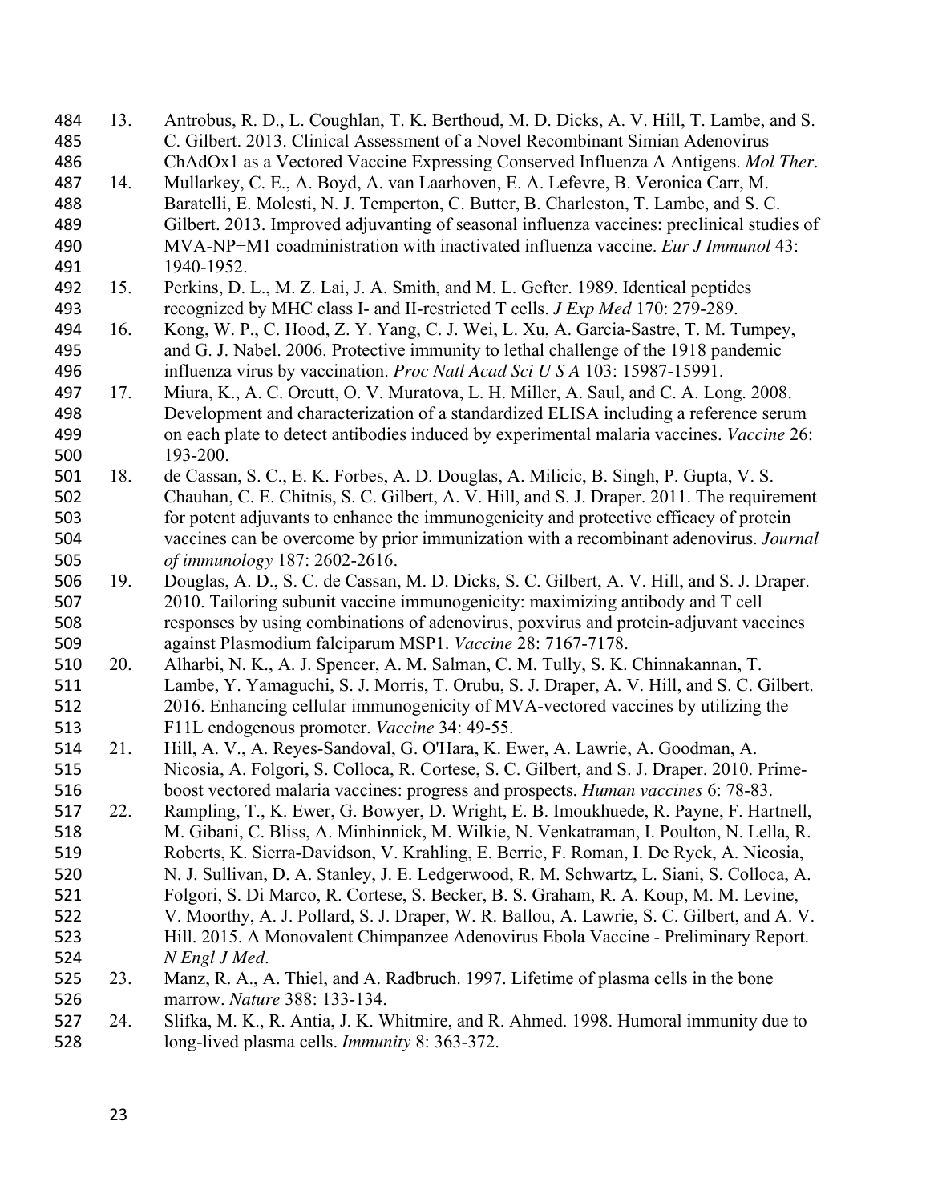13. Antrobus, R. D., L. Coughlan, T. K. Berthoud, M. D. Dicks, A. V. Hill, T. Lambe, and S. C. Gilbert. 2013. Clinical Assessment of a Novel Recombinant Simian Adenovirus ChAdOx1 as a Vectored Vaccine Expressing Conserved Influenza A Antigens. *Mol Ther*.
14. Mullarkey, C. E., A. Boyd, A. van Laarhoven, E. A. Lefevre, B. Veronica Carr, M. Baratelli, E. Molesti, N. J. Temperton, C. Butter, B. Charleston, T. Lambe, and S. C. Gilbert. 2013. Improved adjuvanting of seasonal influenza vaccines: preclinical studies of MVA-NP+M1 coadministration with inactivated influenza vaccine. *Eur J Immunol* 43: 1940-1952.
15. Perkins, D. L., M. Z. Lai, J. A. Smith, and M. L. Gefter. 1989. Identical peptides recognized by MHC class I- and II-restricted T cells. *J Exp Med* 170: 279-289.
16. Kong, W. P., C. Hood, Z. Y. Yang, C. J. Wei, L. Xu, A. Garcia-Sastre, T. M. Tumpey, and G. J. Nabel. 2006. Protective immunity to lethal challenge of the 1918 pandemic influenza virus by vaccination. *Proc Natl Acad Sci U S A* 103: 15987-15991.
17. Miura, K., A. C. Orcutt, O. V. Muratova, L. H. Miller, A. Saul, and C. A. Long. 2008. Development and characterization of a standardized ELISA including a reference serum on each plate to detect antibodies induced by experimental malaria vaccines. *Vaccine* 26: 193-200.
18. de Cassan, S. C., E. K. Forbes, A. D. Douglas, A. Milicic, B. Singh, P. Gupta, V. S. Chauhan, C. E. Chitnis, S. C. Gilbert, A. V. Hill, and S. J. Draper. 2011. The requirement for potent adjuvants to enhance the immunogenicity and protective efficacy of protein vaccines can be overcome by prior immunization with a recombinant adenovirus. *Journal of immunology* 187: 2602-2616.
19. Douglas, A. D., S. C. de Cassan, M. D. Dicks, S. C. Gilbert, A. V. Hill, and S. J. Draper. 2010. Tailoring subunit vaccine immunogenicity: maximizing antibody and T cell responses by using combinations of adenovirus, poxvirus and protein-adjuvant vaccines against Plasmodium falciparum MSP1. *Vaccine* 28: 7167-7178.
20. Alharbi, N. K., A. J. Spencer, A. M. Salman, C. M. Tully, S. K. Chinnakannan, T. Lambe, Y. Yamaguchi, S. J. Morris, T. Orubu, S. J. Draper, A. V. Hill, and S. C. Gilbert. 2016. Enhancing cellular immunogenicity of MVA-vectored vaccines by utilizing the F11L endogenous promoter. *Vaccine* 34: 49-55.
21. Hill, A. V., A. Reyes-Sandoval, G. O'Hara, K. Ewer, A. Lawrie, A. Goodman, A. Nicosia, A. Folgori, S. Colloca, R. Cortese, S. C. Gilbert, and S. J. Draper. 2010. Prime-boost vectored malaria vaccines: progress and prospects. *Human vaccines* 6: 78-83.
22. Rampling, T., K. Ewer, G. Bowyer, D. Wright, E. B. Imoukhuede, R. Payne, F. Hartnell, M. Gibani, C. Bliss, A. Minhinnick, M. Wilkie, N. Venkatraman, I. Poulton, N. Lella, R. Roberts, K. Sierra-Davidson, V. Krahling, E. Berrie, F. Roman, I. De Ryck, A. Nicosia, N. J. Sullivan, D. A. Stanley, J. E. Ledgerwood, R. M. Schwartz, L. Siani, S. Colloca, A. Folgori, S. Di Marco, R. Cortese, S. Becker, B. S. Graham, R. A. Koup, M. M. Levine, V. Moorthy, A. J. Pollard, S. J. Draper, W. R. Ballou, A. Lawrie, S. C. Gilbert, and A. V. Hill. 2015. A Monovalent Chimpanzee Adenovirus Ebola Vaccine - Preliminary Report. *N Engl J Med*.
23. Manz, R. A., A. Thiel, and A. Radbruch. 1997. Lifetime of plasma cells in the bone marrow. *Nature* 388: 133-134.
24. Slifka, M. K., R. Antia, J. K. Whitmire, and R. Ahmed. 1998. Humoral immunity due to long-lived plasma cells. *Immunity* 8: 363-372.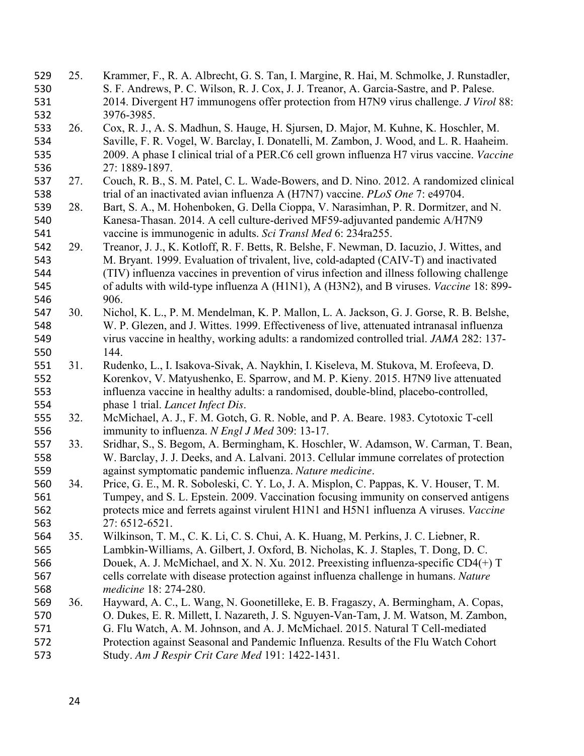25. Krammer, F., R. A. Albrecht, G. S. Tan, I. Margine, R. Hai, M. Schmolke, J. Runstadler, S. F. Andrews, P. C. Wilson, R. J. Cox, J. J. Treanor, A. Garcia-Sastre, and P. Palese. 2014. Divergent H7 immunogens offer protection from H7N9 virus challenge. *J Virol* 88: 3976-3985.
26. Cox, R. J., A. S. Madhun, S. Hauge, H. Sjursen, D. Major, M. Kuhne, K. Hoschler, M. Saville, F. R. Vogel, W. Barclay, I. Donatelli, M. Zambon, J. Wood, and L. R. Haaheim. 2009. A phase I clinical trial of a PER.C6 cell grown influenza H7 virus vaccine. *Vaccine* 27: 1889-1897.
27. Couch, R. B., S. M. Patel, C. L. Wade-Bowers, and D. Nino. 2012. A randomized clinical trial of an inactivated avian influenza A (H7N7) vaccine. *PLoS One* 7: e49704.
28. Bart, S. A., M. Hohenboken, G. Della Cioppa, V. Narasimhan, P. R. Dormitzer, and N. Kanesa-Thasan. 2014. A cell culture-derived MF59-adjuvanted pandemic A/H7N9 vaccine is immunogenic in adults. *Sci Transl Med* 6: 234ra255.
29. Treanor, J. J., K. Kotloff, R. F. Betts, R. Belshe, F. Newman, D. Iacuzio, J. Wittes, and M. Bryant. 1999. Evaluation of trivalent, live, cold-adapted (CAIV-T) and inactivated (TIV) influenza vaccines in prevention of virus infection and illness following challenge of adults with wild-type influenza A (H1N1), A (H3N2), and B viruses. *Vaccine* 18: 899-906.
30. Nichol, K. L., P. M. Mendelman, K. P. Mallon, L. A. Jackson, G. J. Gorse, R. B. Belshe, W. P. Glezen, and J. Wittes. 1999. Effectiveness of live, attenuated intranasal influenza virus vaccine in healthy, working adults: a randomized controlled trial. *JAMA* 282: 137-144.
31. Rudenko, L., I. Isakova-Sivak, A. Naykhin, I. Kiseleva, M. Stukova, M. Erofeeva, D. Korenkov, V. Matyushenko, E. Sparrow, and M. P. Kieny. 2015. H7N9 live attenuated influenza vaccine in healthy adults: a randomised, double-blind, placebo-controlled, phase 1 trial. *Lancet Infect Dis*.
32. McMichael, A. J., F. M. Gotch, G. R. Noble, and P. A. Beare. 1983. Cytotoxic T-cell immunity to influenza. *N Engl J Med* 309: 13-17.
33. Sridhar, S., S. Begom, A. Bermingham, K. Hoschler, W. Adamson, W. Carman, T. Bean, W. Barclay, J. J. Deeks, and A. Lalvani. 2013. Cellular immune correlates of protection against symptomatic pandemic influenza. *Nature medicine*.
34. Price, G. E., M. R. Soboleski, C. Y. Lo, J. A. Misplon, C. Pappas, K. V. Houser, T. M. Tumpey, and S. L. Epstein. 2009. Vaccination focusing immunity on conserved antigens protects mice and ferrets against virulent H1N1 and H5N1 influenza A viruses. *Vaccine* 27: 6512-6521.
35. Wilkinson, T. M., C. K. Li, C. S. Chui, A. K. Huang, M. Perkins, J. C. Liebner, R. Lambkin-Williams, A. Gilbert, J. Oxford, B. Nicholas, K. J. Staples, T. Dong, D. C. Douek, A. J. McMichael, and X. N. Xu. 2012. Preexisting influenza-specific CD4(+) T cells correlate with disease protection against influenza challenge in humans. *Nature medicine* 18: 274-280.
36. Hayward, A. C., L. Wang, N. Goonetilleke, E. B. Fragaszy, A. Bermingham, A. Copas, O. Dukes, E. R. Millett, I. Nazareth, J. S. Nguyen-Van-Tam, J. M. Watson, M. Zambon, G. Flu Watch, A. M. Johnson, and A. J. McMichael. 2015. Natural T Cell-mediated Protection against Seasonal and Pandemic Influenza. Results of the Flu Watch Cohort Study. *Am J Respir Crit Care Med* 191: 1422-1431.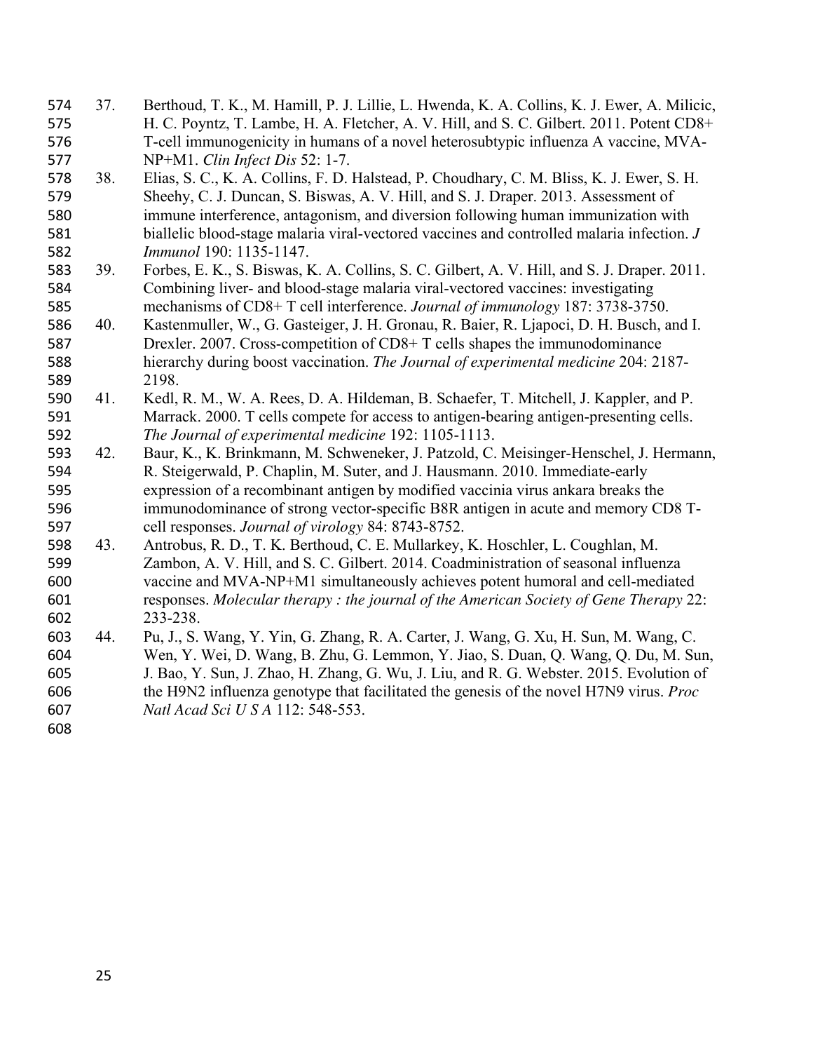37. Berthoud, T. K., M. Hamill, P. J. Lillie, L. Hwenda, K. A. Collins, K. J. Ewer, A. Milicic, H. C. Poyntz, T. Lambe, H. A. Fletcher, A. V. Hill, and S. C. Gilbert. 2011. Potent CD8+ T-cell immunogenicity in humans of a novel heterosubtypic influenza A vaccine, MVA-NP+M1. *Clin Infect Dis* 52: 1-7.

38. Elias, S. C., K. A. Collins, F. D. Halstead, P. Choudhary, C. M. Bliss, K. J. Ewer, S. H. Sheehy, C. J. Duncan, S. Biswas, A. V. Hill, and S. J. Draper. 2013. Assessment of immune interference, antagonism, and diversion following human immunization with biallelic blood-stage malaria viral-vectored vaccines and controlled malaria infection. *J Immunol* 190: 1135-1147.

39. Forbes, E. K., S. Biswas, K. A. Collins, S. C. Gilbert, A. V. Hill, and S. J. Draper. 2011. Combining liver- and blood-stage malaria viral-vectored vaccines: investigating mechanisms of CD8+ T cell interference. *Journal of immunology* 187: 3738-3750.

40. Kastenmuller, W., G. Gasteiger, J. H. Gronau, R. Baier, R. Ljapoci, D. H. Busch, and I. Drexler. 2007. Cross-competition of CD8+ T cells shapes the immunodominance hierarchy during boost vaccination. *The Journal of experimental medicine* 204: 2187-2198.

41. Kedl, R. M., W. A. Rees, D. A. Hildeman, B. Schaefer, T. Mitchell, J. Kappler, and P. Marrack. 2000. T cells compete for access to antigen-bearing antigen-presenting cells. *The Journal of experimental medicine* 192: 1105-1113.

42. Baur, K., K. Brinkmann, M. Schweneker, J. Patzold, C. Meisinger-Henschel, J. Hermann, R. Steigerwald, P. Chaplin, M. Suter, and J. Hausmann. 2010. Immediate-early expression of a recombinant antigen by modified vaccinia virus ankara breaks the immunodominance of strong vector-specific B8R antigen in acute and memory CD8 T-cell responses. *Journal of virology* 84: 8743-8752.

43. Antrobus, R. D., T. K. Berthoud, C. E. Mullarkey, K. Hoschler, L. Coughlan, M. Zambon, A. V. Hill, and S. C. Gilbert. 2014. Coadministration of seasonal influenza vaccine and MVA-NP+M1 simultaneously achieves potent humoral and cell-mediated responses. *Molecular therapy : the journal of the American Society of Gene Therapy* 22: 233-238.

44. Pu, J., S. Wang, Y. Yin, G. Zhang, R. A. Carter, J. Wang, G. Xu, H. Sun, M. Wang, C. Wen, Y. Wei, D. Wang, B. Zhu, G. Lemmon, Y. Jiao, S. Duan, Q. Wang, Q. Du, M. Sun, J. Bao, Y. Sun, J. Zhao, H. Zhang, G. Wu, J. Liu, and R. G. Webster. 2015. Evolution of the H9N2 influenza genotype that facilitated the genesis of the novel H7N9 virus. *Proc Natl Acad Sci U S A* 112: 548-553.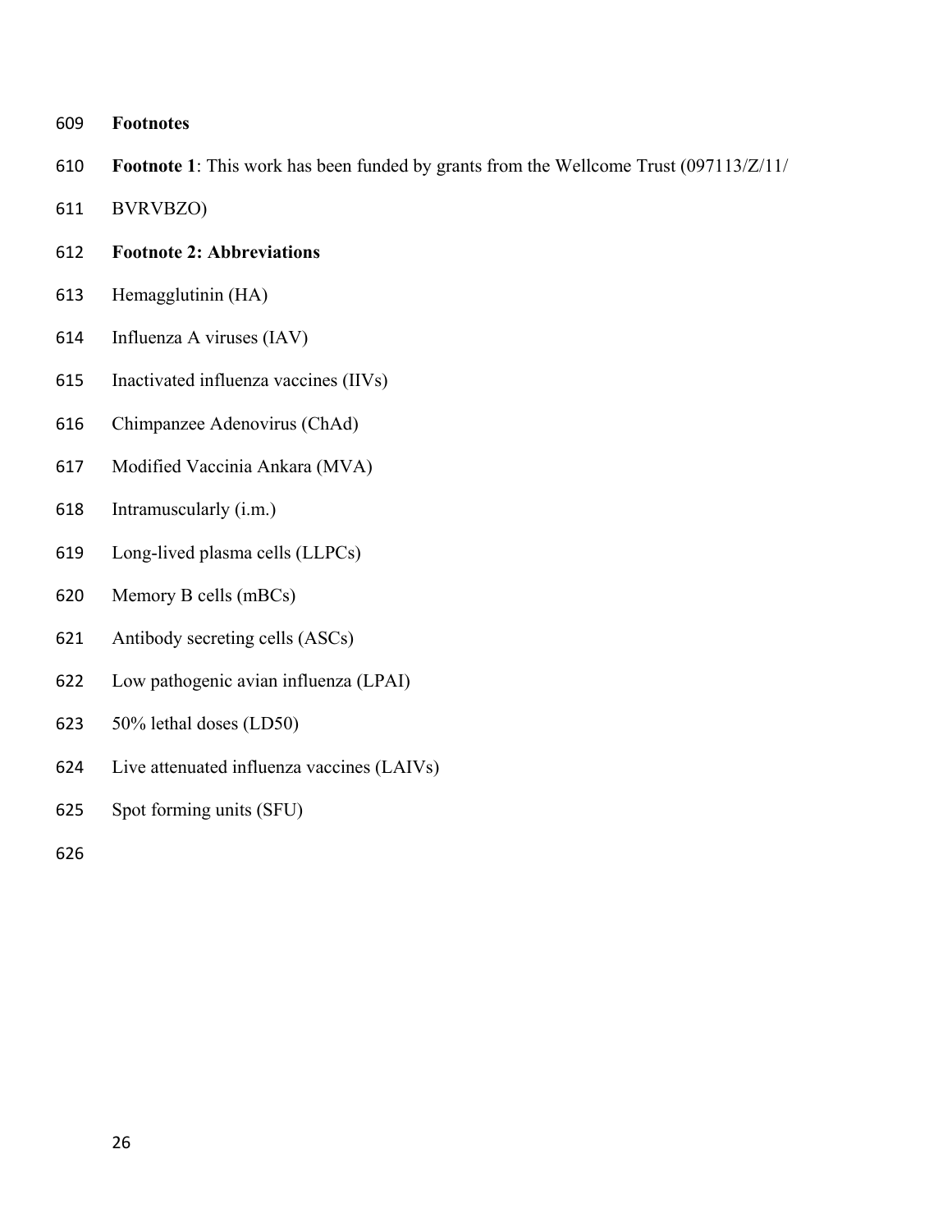## Footnotes

**Footnote 1**: This work has been funded by grants from the Wellcome Trust (097113/Z/11/BVRVBZO)

**Footnote 2: Abbreviations**

Hemagglutinin (HA)

Influenza A viruses (IAV)

Inactivated influenza vaccines (IIVs)

Chimpanzee Adenovirus (ChAd)

Modified Vaccinia Ankara (MVA)

Intramuscularly (i.m.)

Long-lived plasma cells (LLPCs)

Memory B cells (mBCs)

Antibody secreting cells (ASCs)

Low pathogenic avian influenza (LPAI)

50% lethal doses (LD50)

Live attenuated influenza vaccines (LAIVs)

Spot forming units (SFU)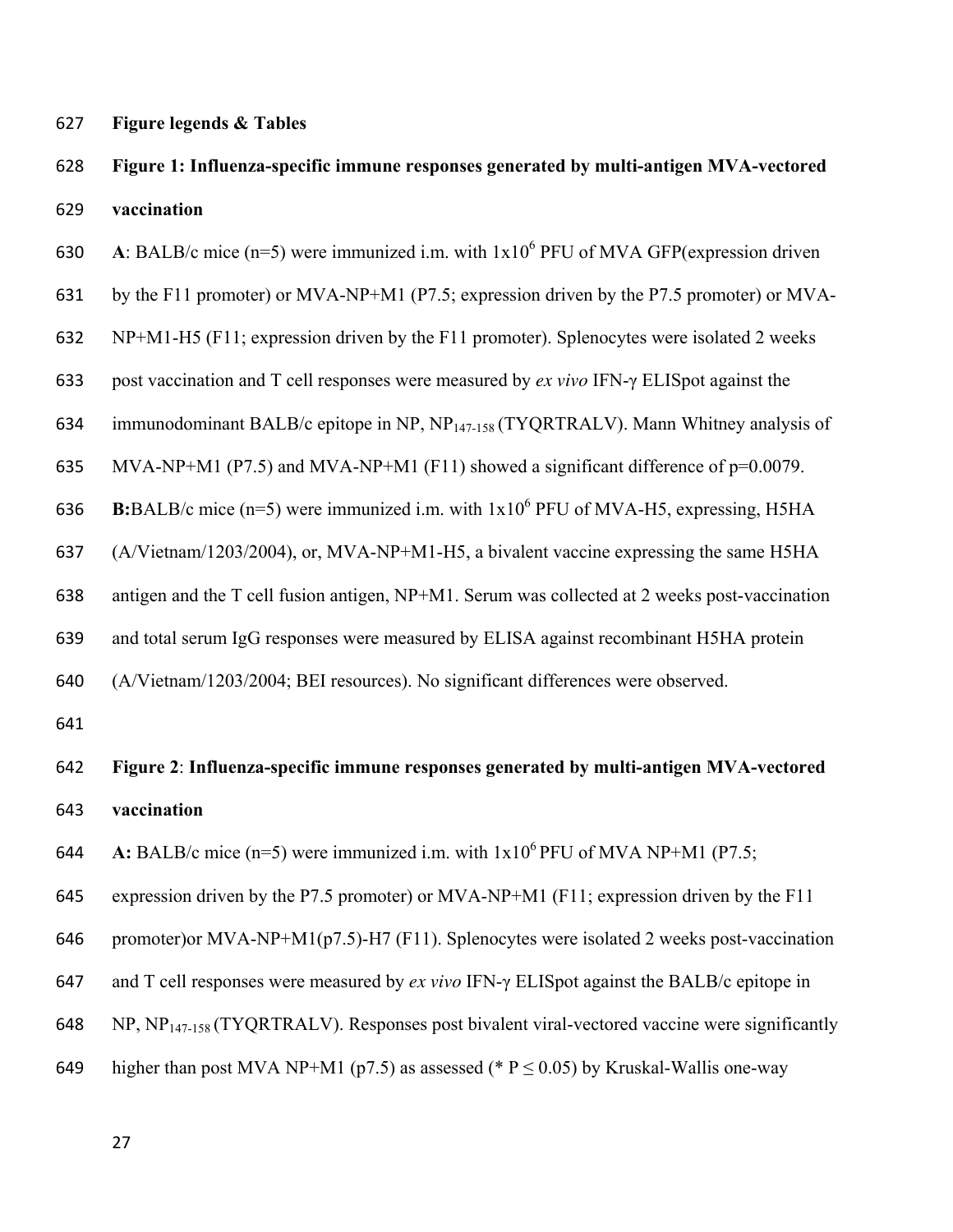**Figure legends & Tables**

**Figure 1: Influenza-specific immune responses generated by multi-antigen MVA-vectored vaccination**

**A**: BALB/c mice (n=5) were immunized i.m. with $1x10^6$ PFU of MVA GFP(expression driven by the F11 promoter) or MVA-NP+M1 (P7.5; expression driven by the P7.5 promoter) or MVA-NP+M1-H5 (F11; expression driven by the F11 promoter). Splenocytes were isolated 2 weeks post vaccination and T cell responses were measured by *ex vivo* IFN-γ ELISpot against the immunodominant BALB/c epitope in NP, $NP_{147-158}$ (TYQRTRALV). Mann Whitney analysis of MVA-NP+M1 (P7.5) and MVA-NP+M1 (F11) showed a significant difference of p=0.0079.

**B:**BALB/c mice (n=5) were immunized i.m. with $1x10^6$ PFU of MVA-H5, expressing, H5HA (A/Vietnam/1203/2004), or, MVA-NP+M1-H5, a bivalent vaccine expressing the same H5HA antigen and the T cell fusion antigen, NP+M1. Serum was collected at 2 weeks post-vaccination and total serum IgG responses were measured by ELISA against recombinant H5HA protein (A/Vietnam/1203/2004; BEI resources). No significant differences were observed.

**Figure 2**: **Influenza-specific immune responses generated by multi-antigen MVA-vectored vaccination**

**A:** BALB/c mice (n=5) were immunized i.m. with $1x10^6$ PFU of MVA NP+M1 (P7.5; expression driven by the P7.5 promoter) or MVA-NP+M1 (F11; expression driven by the F11 promoter)or MVA-NP+M1(p7.5)-H7 (F11). Splenocytes were isolated 2 weeks post-vaccination and T cell responses were measured by *ex vivo* IFN-γ ELISpot against the BALB/c epitope in NP, $NP_{147-158}$ (TYQRTRALV). Responses post bivalent viral-vectored vaccine were significantly higher than post MVA NP+M1 (p7.5) as assessed (* $P \leq 0.05$) by Kruskal-Wallis one-way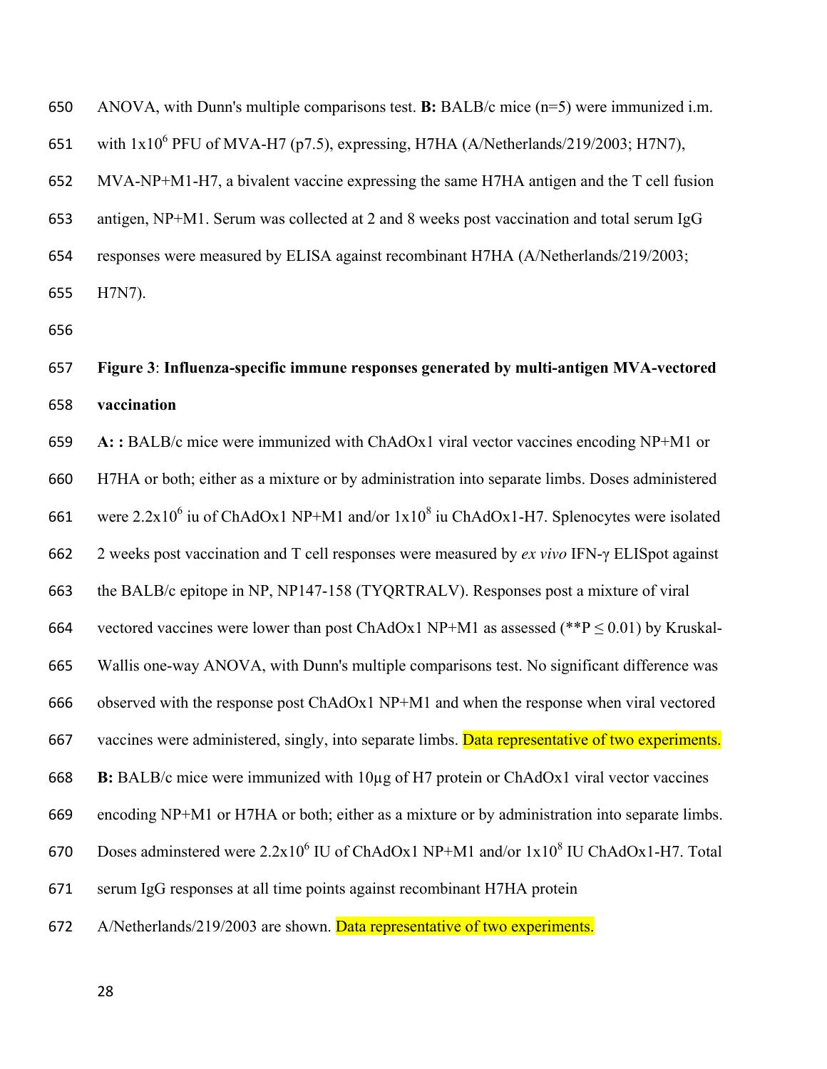ANOVA, with Dunn's multiple comparisons test. **B:** BALB/c mice (n=5) were immunized i.m. with $1x10^6$ PFU of MVA-H7 (p7.5), expressing, H7HA (A/Netherlands/219/2003; H7N7), MVA-NP+M1-H7, a bivalent vaccine expressing the same H7HA antigen and the T cell fusion antigen, NP+M1. Serum was collected at 2 and 8 weeks post vaccination and total serum IgG responses were measured by ELISA against recombinant H7HA (A/Netherlands/219/2003; H7N7).

**Figure 3**: **Influenza-specific immune responses generated by multi-antigen MVA-vectored vaccination**

**A: :** BALB/c mice were immunized with ChAdOx1 viral vector vaccines encoding NP+M1 or H7HA or both; either as a mixture or by administration into separate limbs. Doses administered were $2.2x10^6$ iu of ChAdOx1 NP+M1 and/or $1x10^8$ iu ChAdOx1-H7. Splenocytes were isolated 2 weeks post vaccination and T cell responses were measured by *ex vivo* IFN-γ ELISpot against the BALB/c epitope in NP, NP147-158 (TYQRTRALV). Responses post a mixture of viral vectored vaccines were lower than post ChAdOx1 NP+M1 as assessed (**$P \leq 0.01$) by Kruskal-Wallis one-way ANOVA, with Dunn's multiple comparisons test. No significant difference was observed with the response post ChAdOx1 NP+M1 and when the response when viral vectored vaccines were administered, singly, into separate limbs. Data representative of two experiments.
**B:** BALB/c mice were immunized with 10μg of H7 protein or ChAdOx1 viral vector vaccines encoding NP+M1 or H7HA or both; either as a mixture or by administration into separate limbs. Doses adminstered were $2.2x10^6$ IU of ChAdOx1 NP+M1 and/or $1x10^8$ IU ChAdOx1-H7. Total serum IgG responses at all time points against recombinant H7HA protein A/Netherlands/219/2003 are shown. Data representative of two experiments.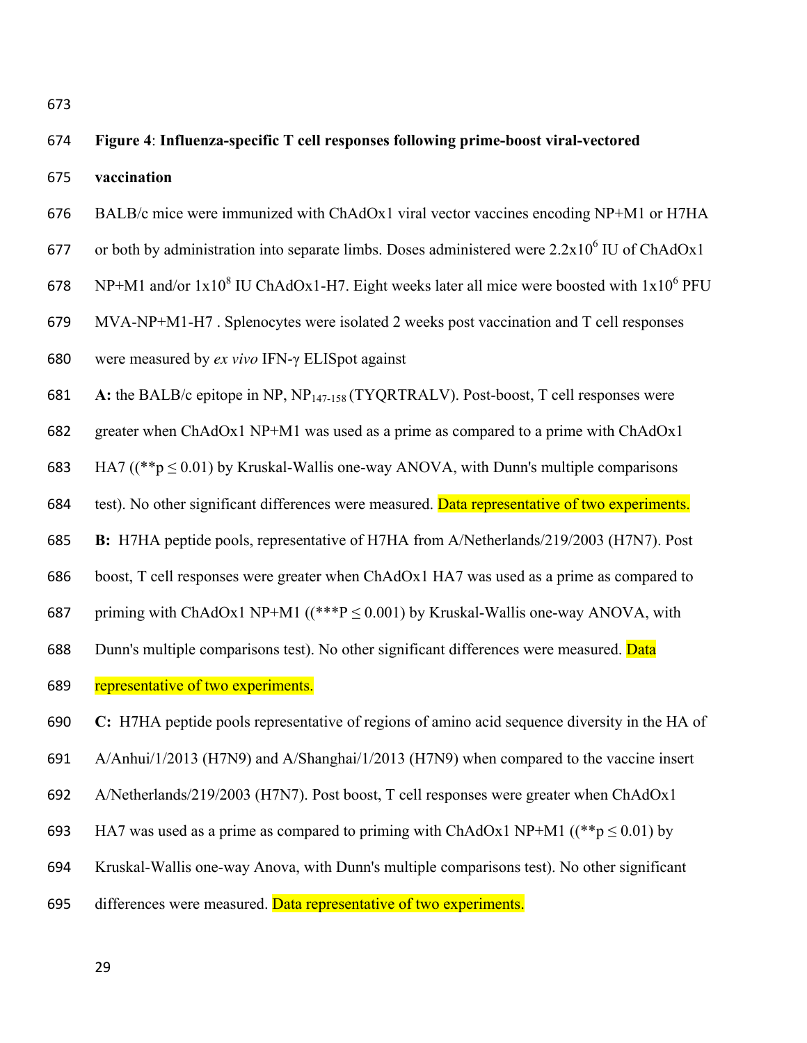**Figure 4**: **Influenza-specific T cell responses following prime-boost viral-vectored vaccination**

BALB/c mice were immunized with ChAdOx1 viral vector vaccines encoding NP+M1 or H7HA or both by administration into separate limbs. Doses administered were $2.2x10^6$ IU of ChAdOx1 NP+M1 and/or $1x10^8$ IU ChAdOx1-H7. Eight weeks later all mice were boosted with $1x10^6$ PFU MVA-NP+M1-H7 . Splenocytes were isolated 2 weeks post vaccination and T cell responses were measured by *ex vivo* IFN-γ ELISpot against

**A:** the BALB/c epitope in NP, $NP_{147-158}$ (TYQRTRALV). Post-boost, T cell responses were greater when ChAdOx1 NP+M1 was used as a prime as compared to a prime with ChAdOx1 HA7 ((**$p \leq 0.01$) by Kruskal-Wallis one-way ANOVA, with Dunn's multiple comparisons test). No other significant differences were measured. Data representative of two experiments.

**B:** H7HA peptide pools, representative of H7HA from A/Netherlands/219/2003 (H7N7). Post boost, T cell responses were greater when ChAdOx1 HA7 was used as a prime as compared to priming with ChAdOx1 NP+M1 ((***$P \leq 0.001$) by Kruskal-Wallis one-way ANOVA, with Dunn's multiple comparisons test). No other significant differences were measured. Data representative of two experiments.

**C:** H7HA peptide pools representative of regions of amino acid sequence diversity in the HA of A/Anhui/1/2013 (H7N9) and A/Shanghai/1/2013 (H7N9) when compared to the vaccine insert A/Netherlands/219/2003 (H7N7). Post boost, T cell responses were greater when ChAdOx1 HA7 was used as a prime as compared to priming with ChAdOx1 NP+M1 ((**$p \leq 0.01$) by Kruskal-Wallis one-way Anova, with Dunn's multiple comparisons test). No other significant differences were measured. Data representative of two experiments.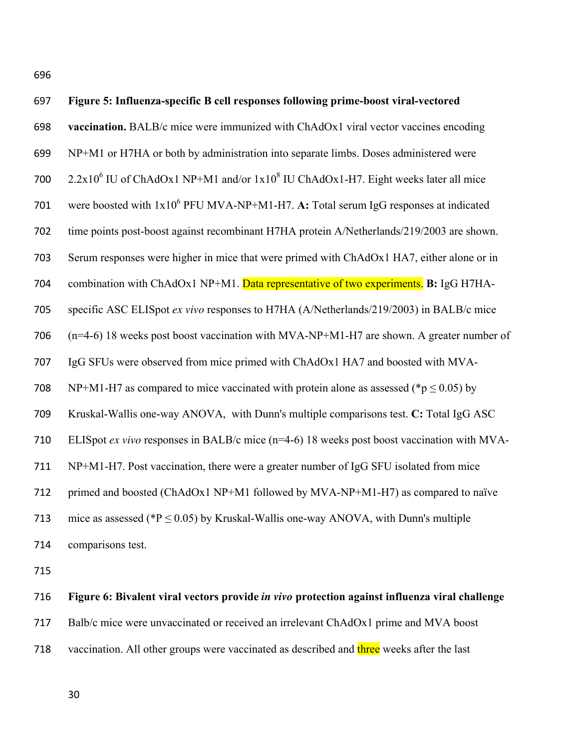**Figure 5: Influenza-specific B cell responses following prime-boost viral-vectored vaccination.** BALB/c mice were immunized with ChAdOx1 viral vector vaccines encoding NP+M1 or H7HA or both by administration into separate limbs. Doses administered were $2.2 \times 10^6$ IU of ChAdOx1 NP+M1 and/or $1 \times 10^8$ IU ChAdOx1-H7. Eight weeks later all mice were boosted with $1 \times 10^6$ PFU MVA-NP+M1-H7. **A:** Total serum IgG responses at indicated time points post-boost against recombinant H7HA protein A/Netherlands/219/2003 are shown. Serum responses were higher in mice that were primed with ChAdOx1 HA7, either alone or in combination with ChAdOx1 NP+M1. Data representative of two experiments. **B:** IgG H7HA-specific ASC ELISpot *ex vivo* responses to H7HA (A/Netherlands/219/2003) in BALB/c mice (n=4-6) 18 weeks post boost vaccination with MVA-NP+M1-H7 are shown. A greater number of IgG SFUs were observed from mice primed with ChAdOx1 HA7 and boosted with MVA-NP+M1-H7 as compared to mice vaccinated with protein alone as assessed (*$p \leq 0.05$) by Kruskal-Wallis one-way ANOVA, with Dunn's multiple comparisons test. **C:** Total IgG ASC ELISpot *ex vivo* responses in BALB/c mice (n=4-6) 18 weeks post boost vaccination with MVA-NP+M1-H7. Post vaccination, there were a greater number of IgG SFU isolated from mice primed and boosted (ChAdOx1 NP+M1 followed by MVA-NP+M1-H7) as compared to naïve mice as assessed (*$P \leq 0.05$) by Kruskal-Wallis one-way ANOVA, with Dunn's multiple comparisons test.

**Figure 6: Bivalent viral vectors provide *in vivo* protection against influenza viral challenge** Balb/c mice were unvaccinated or received an irrelevant ChAdOx1 prime and MVA boost vaccination. All other groups were vaccinated as described and three weeks after the last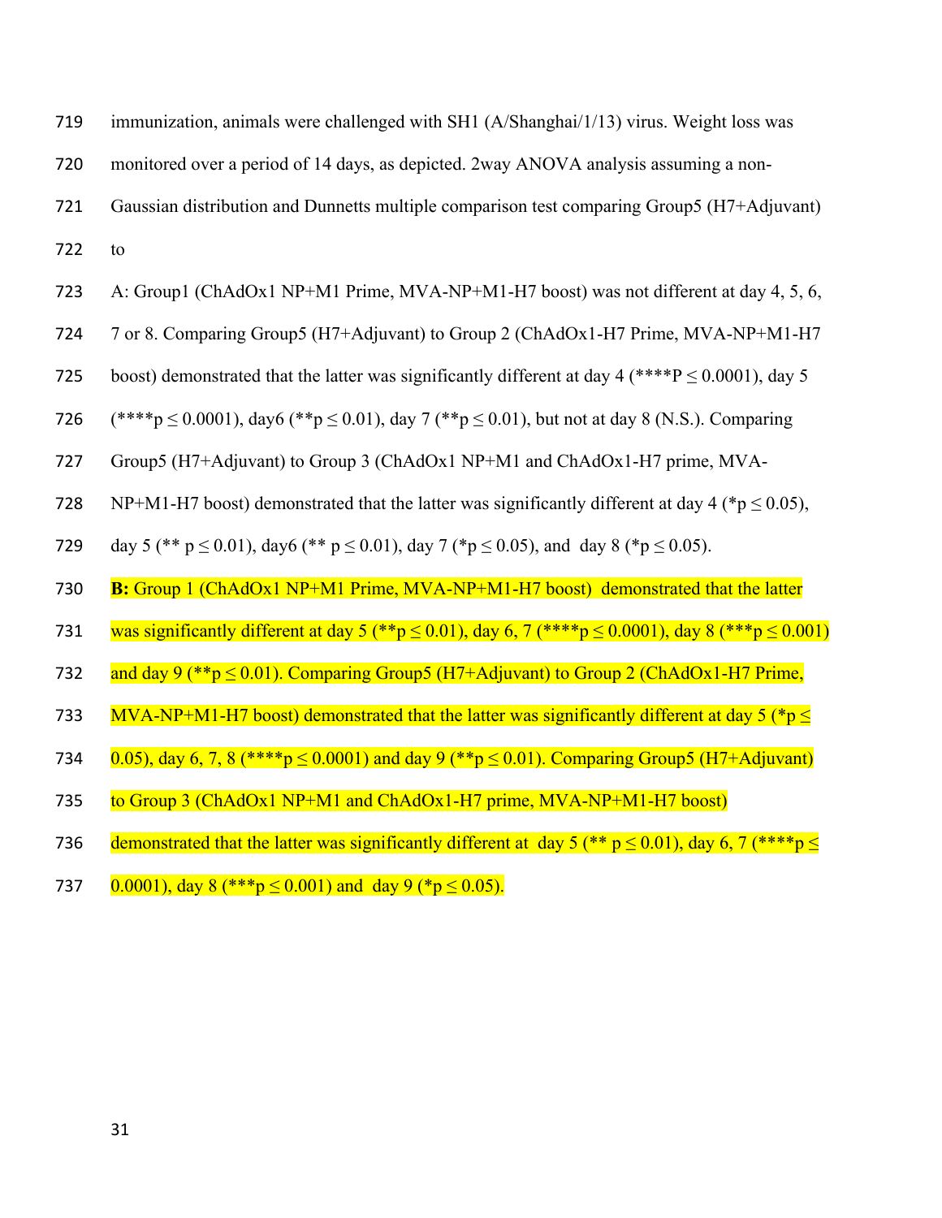immunization, animals were challenged with SH1 (A/Shanghai/1/13) virus. Weight loss was monitored over a period of 14 days, as depicted. 2way ANOVA analysis assuming a non-Gaussian distribution and Dunnetts multiple comparison test comparing Group5 (H7+Adjuvant) to

A: Group1 (ChAdOx1 NP+M1 Prime, MVA-NP+M1-H7 boost) was not different at day 4, 5, 6, 7 or 8. Comparing Group5 (H7+Adjuvant) to Group 2 (ChAdOx1-H7 Prime, MVA-NP+M1-H7 boost) demonstrated that the latter was significantly different at day 4 (****P ≤ 0.0001), day 5 (****p ≤ 0.0001), day6 (**p ≤ 0.01), day 7 (**p ≤ 0.01), but not at day 8 (N.S.). Comparing Group5 (H7+Adjuvant) to Group 3 (ChAdOx1 NP+M1 and ChAdOx1-H7 prime, MVA-NP+M1-H7 boost) demonstrated that the latter was significantly different at day 4 (*p ≤ 0.05), day 5 (** p ≤ 0.01), day6 (** p ≤ 0.01), day 7 (*p ≤ 0.05), and day 8 (*p ≤ 0.05).

**B:** Group 1 (ChAdOx1 NP+M1 Prime, MVA-NP+M1-H7 boost) demonstrated that the latter was significantly different at day 5 (**p ≤ 0.01), day 6, 7 (****p ≤ 0.0001), day 8 (***p ≤ 0.001) and day 9 (**p ≤ 0.01). Comparing Group5 (H7+Adjuvant) to Group 2 (ChAdOx1-H7 Prime, MVA-NP+M1-H7 boost) demonstrated that the latter was significantly different at day 5 (*p ≤ 0.05), day 6, 7, 8 (****p ≤ 0.0001) and day 9 (**p ≤ 0.01). Comparing Group5 (H7+Adjuvant) to Group 3 (ChAdOx1 NP+M1 and ChAdOx1-H7 prime, MVA-NP+M1-H7 boost) demonstrated that the latter was significantly different at day 5 (** p ≤ 0.01), day 6, 7 (****p ≤ 0.0001), day 8 (***p ≤ 0.001) and day 9 (*p ≤ 0.05).